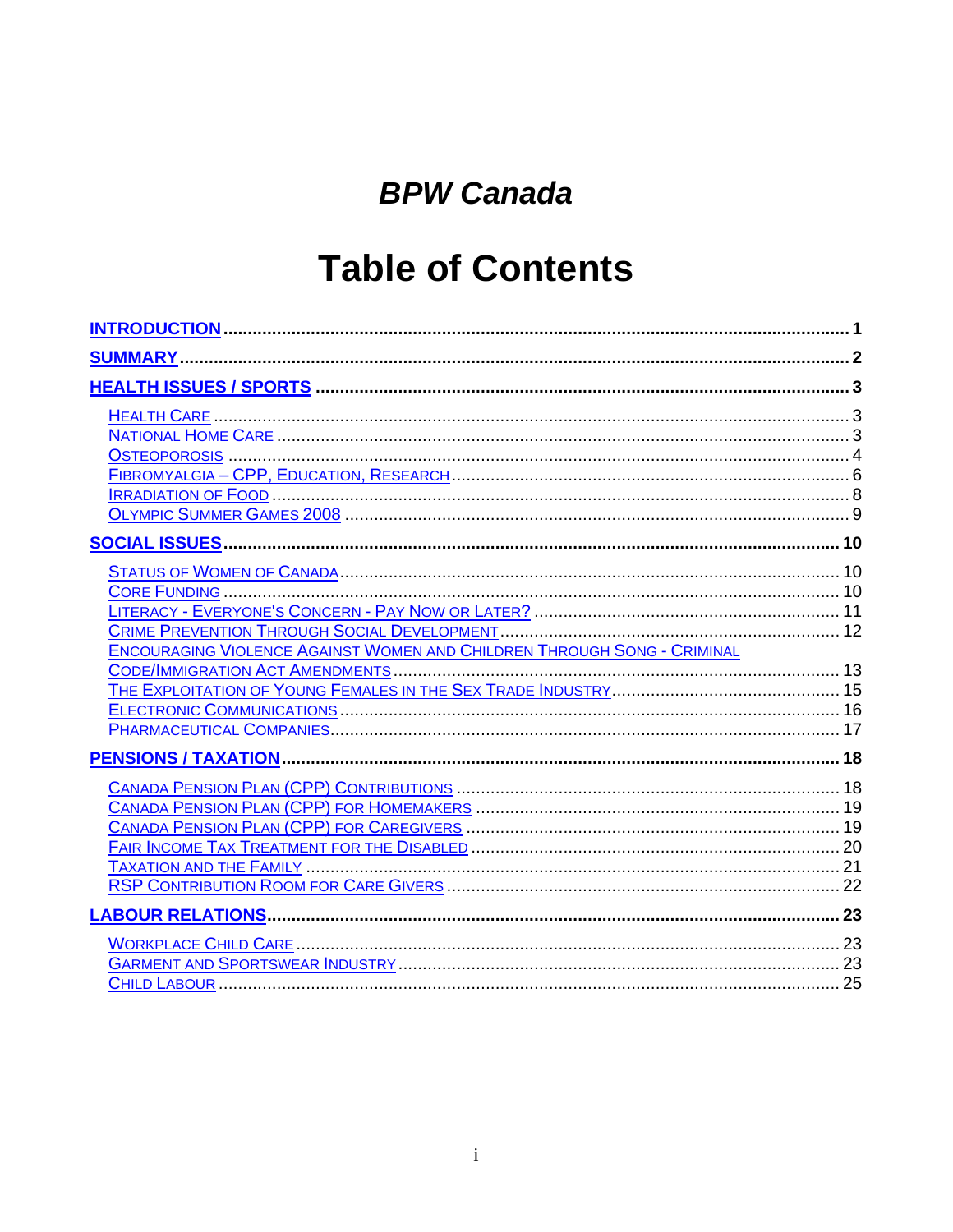# *BPW Canada*

# Table of Contents

**INTRODUCTION** ........ **1**

**SUMMARY** ........ **2**

**HEALTH ISSUES / SPORTS** ........ **3**

- HEALTH CARE ........ 3
- NATIONAL HOME CARE ........ 3
- OSTEOPOROSIS ........ 4
- FIBROMYALGIA – CPP, EDUCATION, RESEARCH ........ 6
- IRRADIATION OF FOOD ........ 8
- OLYMPIC SUMMER GAMES 2008 ........ 9

**SOCIAL ISSUES** ........ **10**

- STATUS OF WOMEN OF CANADA ........ 10
- CORE FUNDING ........ 10
- LITERACY - EVERYONE'S CONCERN - PAY NOW OR LATER? ........ 11
- CRIME PREVENTION THROUGH SOCIAL DEVELOPMENT ........ 12
- ENCOURAGING VIOLENCE AGAINST WOMEN AND CHILDREN THROUGH SONG - CRIMINAL CODE/IMMIGRATION ACT AMENDMENTS ........ 13
- THE EXPLOITATION OF YOUNG FEMALES IN THE SEX TRADE INDUSTRY ........ 15
- ELECTRONIC COMMUNICATIONS ........ 16
- PHARMACEUTICAL COMPANIES ........ 17

**PENSIONS / TAXATION** ........ **18**

- CANADA PENSION PLAN (CPP) CONTRIBUTIONS ........ 18
- CANADA PENSION PLAN (CPP) FOR HOMEMAKERS ........ 19
- CANADA PENSION PLAN (CPP) FOR CAREGIVERS ........ 19
- FAIR INCOME TAX TREATMENT FOR THE DISABLED ........ 20
- TAXATION AND THE FAMILY ........ 21
- RSP CONTRIBUTION ROOM FOR CARE GIVERS ........ 22

**LABOUR RELATIONS** ........ **23**

- WORKPLACE CHILD CARE ........ 23
- GARMENT AND SPORTSWEAR INDUSTRY ........ 23
- CHILD LABOUR ........ 25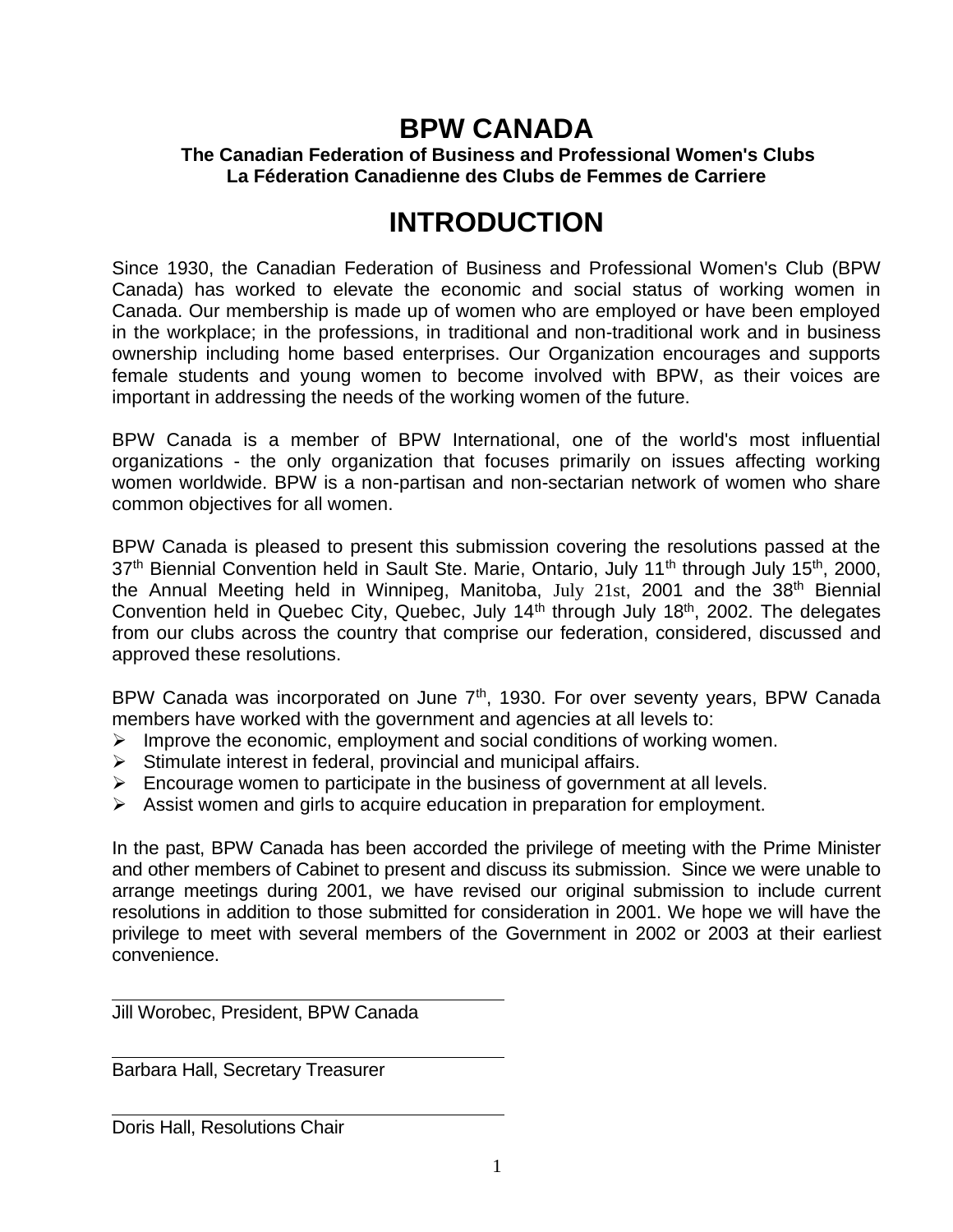# BPW CANADA

**The Canadian Federation of Business and Professional Women's Clubs**
**La Féderation Canadienne des Clubs de Femmes de Carriere**

# INTRODUCTION

Since 1930, the Canadian Federation of Business and Professional Women's Club (BPW Canada) has worked to elevate the economic and social status of working women in Canada. Our membership is made up of women who are employed or have been employed in the workplace; in the professions, in traditional and non-traditional work and in business ownership including home based enterprises. Our Organization encourages and supports female students and young women to become involved with BPW, as their voices are important in addressing the needs of the working women of the future.

BPW Canada is a member of BPW International, one of the world's most influential organizations - the only organization that focuses primarily on issues affecting working women worldwide. BPW is a non-partisan and non-sectarian network of women who share common objectives for all women.

BPW Canada is pleased to present this submission covering the resolutions passed at the 37th Biennial Convention held in Sault Ste. Marie, Ontario, July 11th through July 15th, 2000, the Annual Meeting held in Winnipeg, Manitoba, July 21st, 2001 and the 38th Biennial Convention held in Quebec City, Quebec, July 14th through July 18th, 2002. The delegates from our clubs across the country that comprise our federation, considered, discussed and approved these resolutions.

BPW Canada was incorporated on June 7th, 1930. For over seventy years, BPW Canada members have worked with the government and agencies at all levels to:

- Improve the economic, employment and social conditions of working women.
- Stimulate interest in federal, provincial and municipal affairs.
- Encourage women to participate in the business of government at all levels.
- Assist women and girls to acquire education in preparation for employment.

In the past, BPW Canada has been accorded the privilege of meeting with the Prime Minister and other members of Cabinet to present and discuss its submission. Since we were unable to arrange meetings during 2001, we have revised our original submission to include current resolutions in addition to those submitted for consideration in 2001. We hope we will have the privilege to meet with several members of the Government in 2002 or 2003 at their earliest convenience.

Jill Worobec, President, BPW Canada

Barbara Hall, Secretary Treasurer

Doris Hall, Resolutions Chair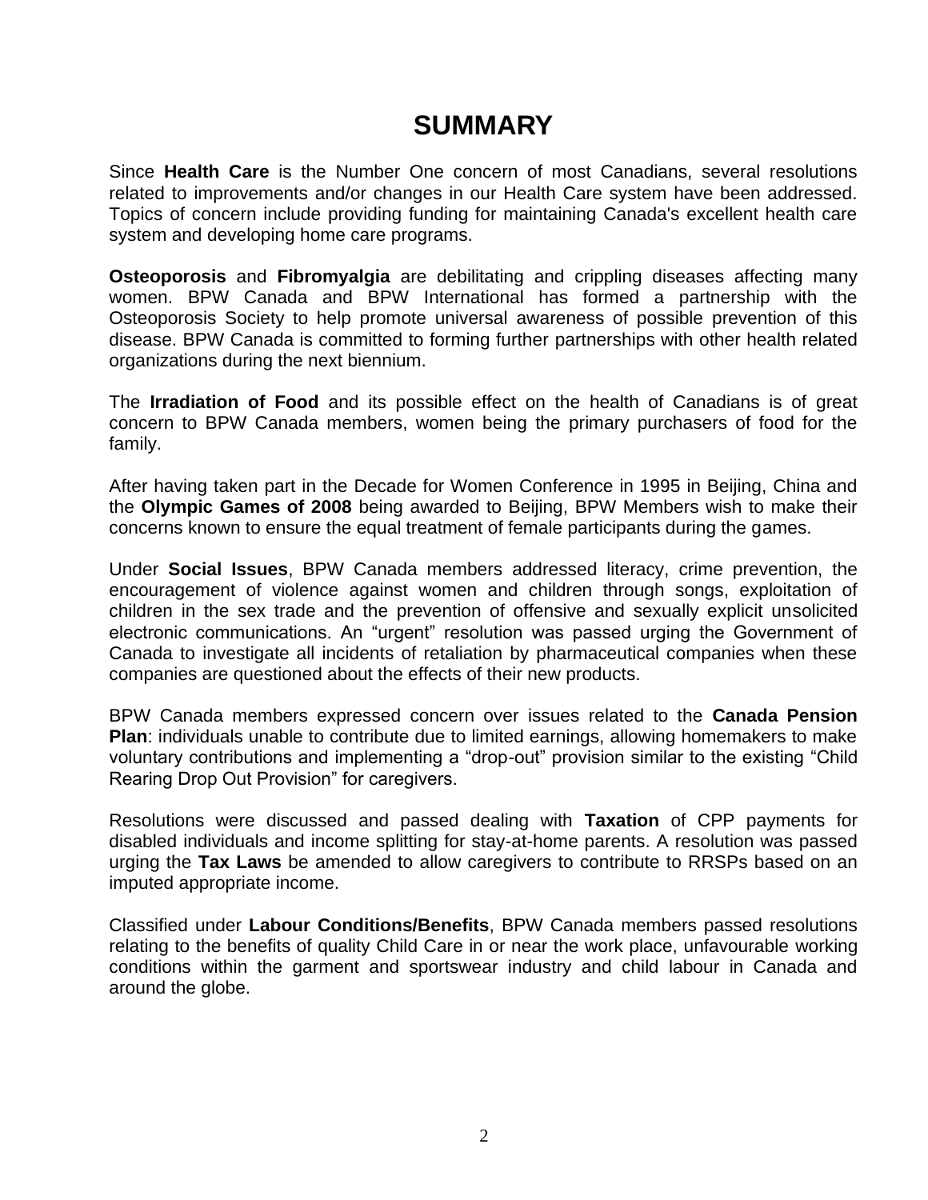# SUMMARY

Since **Health Care** is the Number One concern of most Canadians, several resolutions related to improvements and/or changes in our Health Care system have been addressed. Topics of concern include providing funding for maintaining Canada's excellent health care system and developing home care programs.

**Osteoporosis** and **Fibromyalgia** are debilitating and crippling diseases affecting many women. BPW Canada and BPW International has formed a partnership with the Osteoporosis Society to help promote universal awareness of possible prevention of this disease. BPW Canada is committed to forming further partnerships with other health related organizations during the next biennium.

The **Irradiation of Food** and its possible effect on the health of Canadians is of great concern to BPW Canada members, women being the primary purchasers of food for the family.

After having taken part in the Decade for Women Conference in 1995 in Beijing, China and the **Olympic Games of 2008** being awarded to Beijing, BPW Members wish to make their concerns known to ensure the equal treatment of female participants during the games.

Under **Social Issues**, BPW Canada members addressed literacy, crime prevention, the encouragement of violence against women and children through songs, exploitation of children in the sex trade and the prevention of offensive and sexually explicit unsolicited electronic communications. An “urgent” resolution was passed urging the Government of Canada to investigate all incidents of retaliation by pharmaceutical companies when these companies are questioned about the effects of their new products.

BPW Canada members expressed concern over issues related to the **Canada Pension Plan**: individuals unable to contribute due to limited earnings, allowing homemakers to make voluntary contributions and implementing a “drop-out” provision similar to the existing “Child Rearing Drop Out Provision” for caregivers.

Resolutions were discussed and passed dealing with **Taxation** of CPP payments for disabled individuals and income splitting for stay-at-home parents. A resolution was passed urging the **Tax Laws** be amended to allow caregivers to contribute to RRSPs based on an imputed appropriate income.

Classified under **Labour Conditions/Benefits**, BPW Canada members passed resolutions relating to the benefits of quality Child Care in or near the work place, unfavourable working conditions within the garment and sportswear industry and child labour in Canada and around the globe.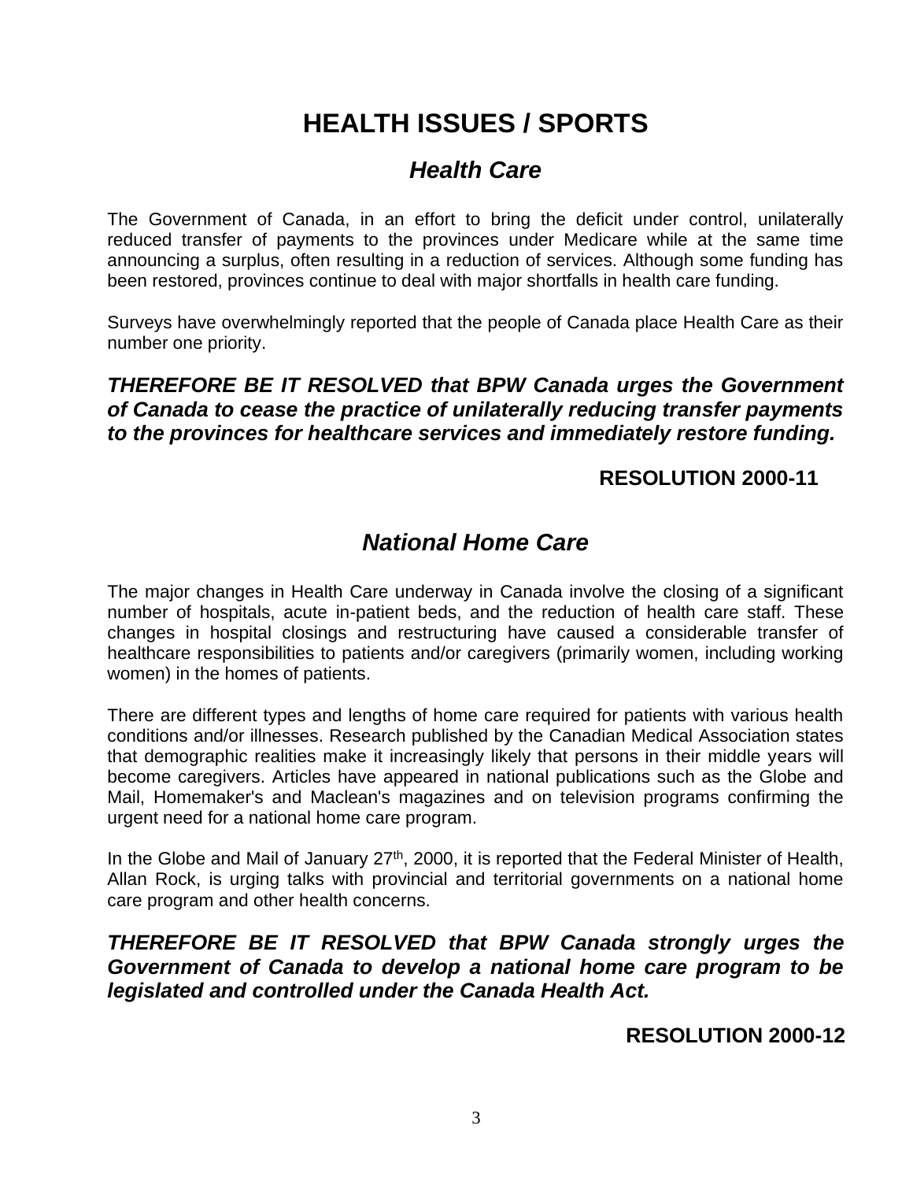# HEALTH ISSUES / SPORTS

## *Health Care*

The Government of Canada, in an effort to bring the deficit under control, unilaterally reduced transfer of payments to the provinces under Medicare while at the same time announcing a surplus, often resulting in a reduction of services. Although some funding has been restored, provinces continue to deal with major shortfalls in health care funding.

Surveys have overwhelmingly reported that the people of Canada place Health Care as their number one priority.

***THEREFORE BE IT RESOLVED that BPW Canada urges the Government of Canada to cease the practice of unilaterally reducing transfer payments to the provinces for healthcare services and immediately restore funding.***

**RESOLUTION 2000-11**

## *National Home Care*

The major changes in Health Care underway in Canada involve the closing of a significant number of hospitals, acute in-patient beds, and the reduction of health care staff. These changes in hospital closings and restructuring have caused a considerable transfer of healthcare responsibilities to patients and/or caregivers (primarily women, including working women) in the homes of patients.

There are different types and lengths of home care required for patients with various health conditions and/or illnesses. Research published by the Canadian Medical Association states that demographic realities make it increasingly likely that persons in their middle years will become caregivers. Articles have appeared in national publications such as the Globe and Mail, Homemaker's and Maclean's magazines and on television programs confirming the urgent need for a national home care program.

In the Globe and Mail of January 27th, 2000, it is reported that the Federal Minister of Health, Allan Rock, is urging talks with provincial and territorial governments on a national home care program and other health concerns.

***THEREFORE BE IT RESOLVED that BPW Canada strongly urges the Government of Canada to develop a national home care program to be legislated and controlled under the Canada Health Act.***

**RESOLUTION 2000-12**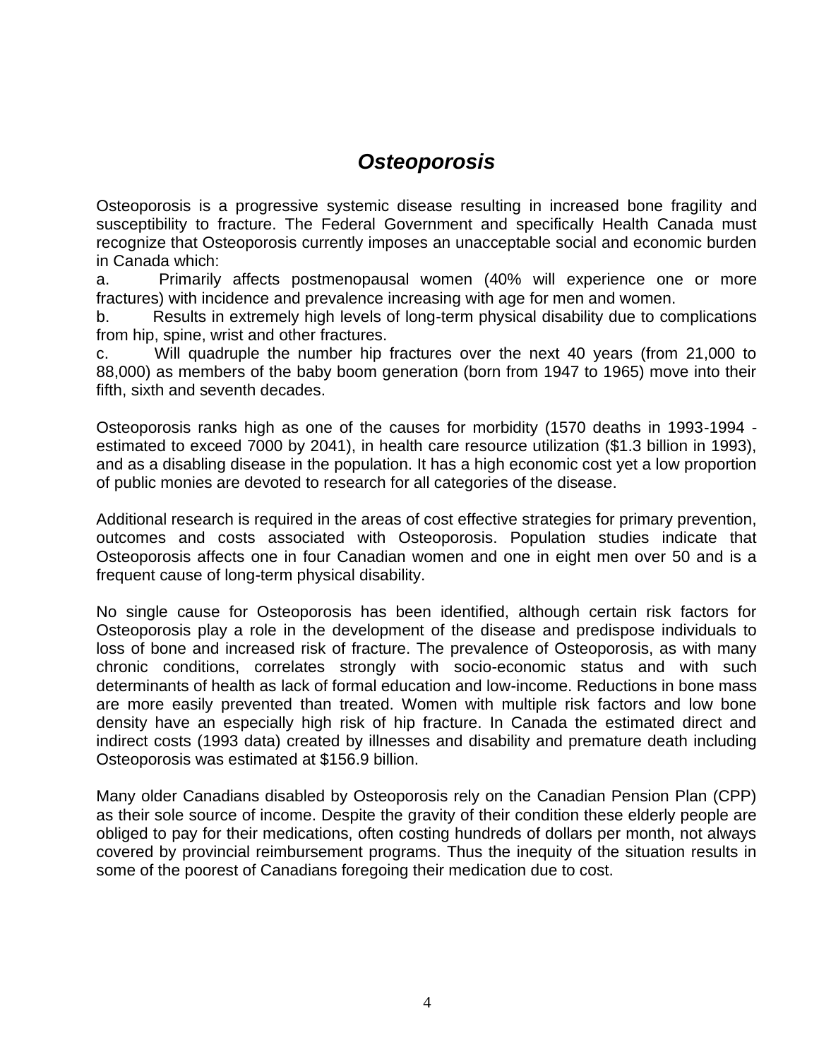## *Osteoporosis*

Osteoporosis is a progressive systemic disease resulting in increased bone fragility and susceptibility to fracture. The Federal Government and specifically Health Canada must recognize that Osteoporosis currently imposes an unacceptable social and economic burden in Canada which:

a. Primarily affects postmenopausal women (40% will experience one or more fractures) with incidence and prevalence increasing with age for men and women.

b. Results in extremely high levels of long-term physical disability due to complications from hip, spine, wrist and other fractures.

c. Will quadruple the number hip fractures over the next 40 years (from 21,000 to 88,000) as members of the baby boom generation (born from 1947 to 1965) move into their fifth, sixth and seventh decades.

Osteoporosis ranks high as one of the causes for morbidity (1570 deaths in 1993-1994 - estimated to exceed 7000 by 2041), in health care resource utilization ($1.3 billion in 1993), and as a disabling disease in the population. It has a high economic cost yet a low proportion of public monies are devoted to research for all categories of the disease.

Additional research is required in the areas of cost effective strategies for primary prevention, outcomes and costs associated with Osteoporosis. Population studies indicate that Osteoporosis affects one in four Canadian women and one in eight men over 50 and is a frequent cause of long-term physical disability.

No single cause for Osteoporosis has been identified, although certain risk factors for Osteoporosis play a role in the development of the disease and predispose individuals to loss of bone and increased risk of fracture. The prevalence of Osteoporosis, as with many chronic conditions, correlates strongly with socio-economic status and with such determinants of health as lack of formal education and low-income. Reductions in bone mass are more easily prevented than treated. Women with multiple risk factors and low bone density have an especially high risk of hip fracture. In Canada the estimated direct and indirect costs (1993 data) created by illnesses and disability and premature death including Osteoporosis was estimated at $156.9 billion.

Many older Canadians disabled by Osteoporosis rely on the Canadian Pension Plan (CPP) as their sole source of income. Despite the gravity of their condition these elderly people are obliged to pay for their medications, often costing hundreds of dollars per month, not always covered by provincial reimbursement programs. Thus the inequity of the situation results in some of the poorest of Canadians foregoing their medication due to cost.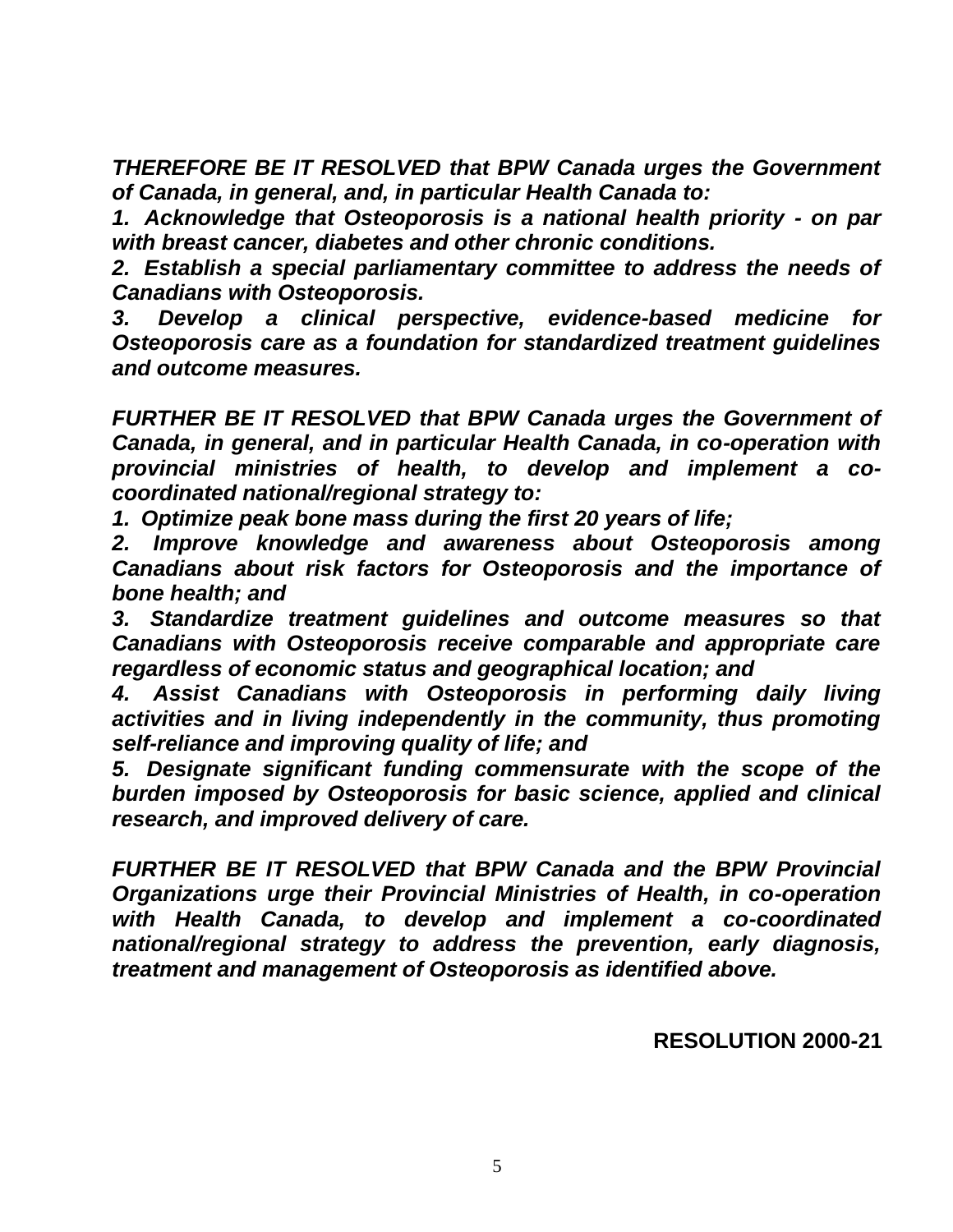***THEREFORE BE IT RESOLVED that BPW Canada urges the Government of Canada, in general, and, in particular Health Canada to:***

***1. Acknowledge that Osteoporosis is a national health priority - on par with breast cancer, diabetes and other chronic conditions.***

***2. Establish a special parliamentary committee to address the needs of Canadians with Osteoporosis.***

***3. Develop a clinical perspective, evidence-based medicine for Osteoporosis care as a foundation for standardized treatment guidelines and outcome measures.***

***FURTHER BE IT RESOLVED that BPW Canada urges the Government of Canada, in general, and in particular Health Canada, in co-operation with provincial ministries of health, to develop and implement a co-coordinated national/regional strategy to:***

***1. Optimize peak bone mass during the first 20 years of life;***

***2. Improve knowledge and awareness about Osteoporosis among Canadians about risk factors for Osteoporosis and the importance of bone health; and***

***3. Standardize treatment guidelines and outcome measures so that Canadians with Osteoporosis receive comparable and appropriate care regardless of economic status and geographical location; and***

***4. Assist Canadians with Osteoporosis in performing daily living activities and in living independently in the community, thus promoting self-reliance and improving quality of life; and***

***5. Designate significant funding commensurate with the scope of the burden imposed by Osteoporosis for basic science, applied and clinical research, and improved delivery of care.***

***FURTHER BE IT RESOLVED that BPW Canada and the BPW Provincial Organizations urge their Provincial Ministries of Health, in co-operation with Health Canada, to develop and implement a co-coordinated national/regional strategy to address the prevention, early diagnosis, treatment and management of Osteoporosis as identified above.***

**RESOLUTION 2000-21**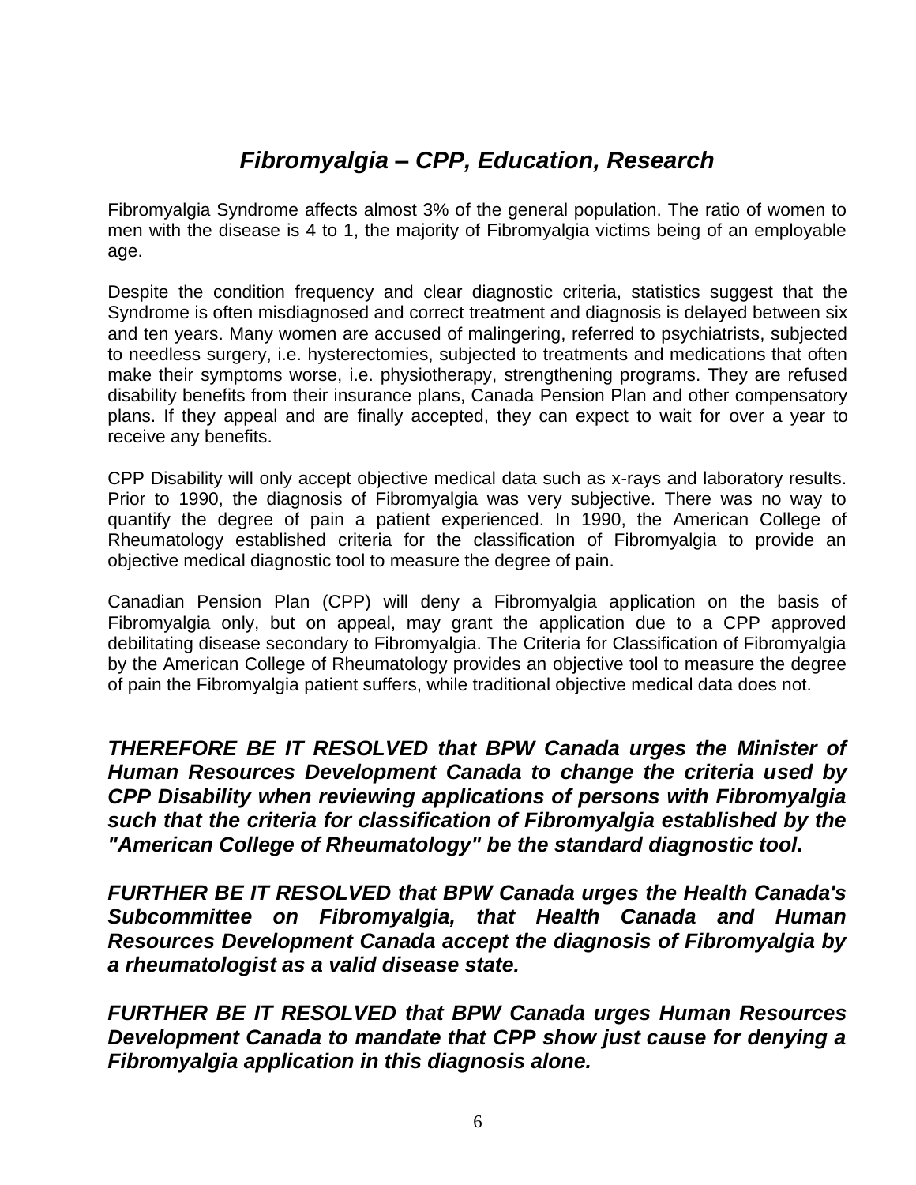## *Fibromyalgia – CPP, Education, Research*

Fibromyalgia Syndrome affects almost 3% of the general population. The ratio of women to men with the disease is 4 to 1, the majority of Fibromyalgia victims being of an employable age.

Despite the condition frequency and clear diagnostic criteria, statistics suggest that the Syndrome is often misdiagnosed and correct treatment and diagnosis is delayed between six and ten years. Many women are accused of malingering, referred to psychiatrists, subjected to needless surgery, i.e. hysterectomies, subjected to treatments and medications that often make their symptoms worse, i.e. physiotherapy, strengthening programs. They are refused disability benefits from their insurance plans, Canada Pension Plan and other compensatory plans. If they appeal and are finally accepted, they can expect to wait for over a year to receive any benefits.

CPP Disability will only accept objective medical data such as x-rays and laboratory results. Prior to 1990, the diagnosis of Fibromyalgia was very subjective. There was no way to quantify the degree of pain a patient experienced. In 1990, the American College of Rheumatology established criteria for the classification of Fibromyalgia to provide an objective medical diagnostic tool to measure the degree of pain.

Canadian Pension Plan (CPP) will deny a Fibromyalgia application on the basis of Fibromyalgia only, but on appeal, may grant the application due to a CPP approved debilitating disease secondary to Fibromyalgia. The Criteria for Classification of Fibromyalgia by the American College of Rheumatology provides an objective tool to measure the degree of pain the Fibromyalgia patient suffers, while traditional objective medical data does not.

***THEREFORE BE IT RESOLVED that BPW Canada urges the Minister of Human Resources Development Canada to change the criteria used by CPP Disability when reviewing applications of persons with Fibromyalgia such that the criteria for classification of Fibromyalgia established by the "American College of Rheumatology" be the standard diagnostic tool.***

***FURTHER BE IT RESOLVED that BPW Canada urges the Health Canada's Subcommittee on Fibromyalgia, that Health Canada and Human Resources Development Canada accept the diagnosis of Fibromyalgia by a rheumatologist as a valid disease state.***

***FURTHER BE IT RESOLVED that BPW Canada urges Human Resources Development Canada to mandate that CPP show just cause for denying a Fibromyalgia application in this diagnosis alone.***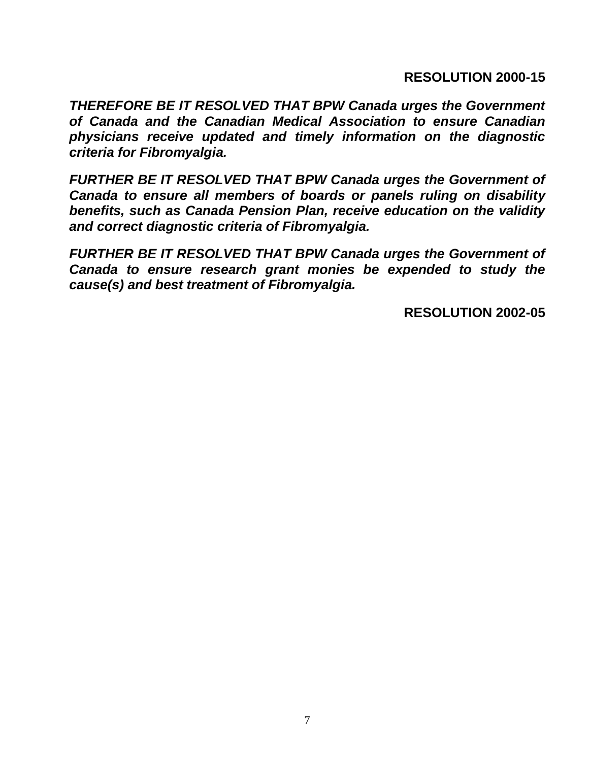**RESOLUTION 2000-15**

***THEREFORE BE IT RESOLVED THAT BPW Canada urges the Government of Canada and the Canadian Medical Association to ensure Canadian physicians receive updated and timely information on the diagnostic criteria for Fibromyalgia.***

***FURTHER BE IT RESOLVED THAT BPW Canada urges the Government of Canada to ensure all members of boards or panels ruling on disability benefits, such as Canada Pension Plan, receive education on the validity and correct diagnostic criteria of Fibromyalgia.***

***FURTHER BE IT RESOLVED THAT BPW Canada urges the Government of Canada to ensure research grant monies be expended to study the cause(s) and best treatment of Fibromyalgia.***

**RESOLUTION 2002-05**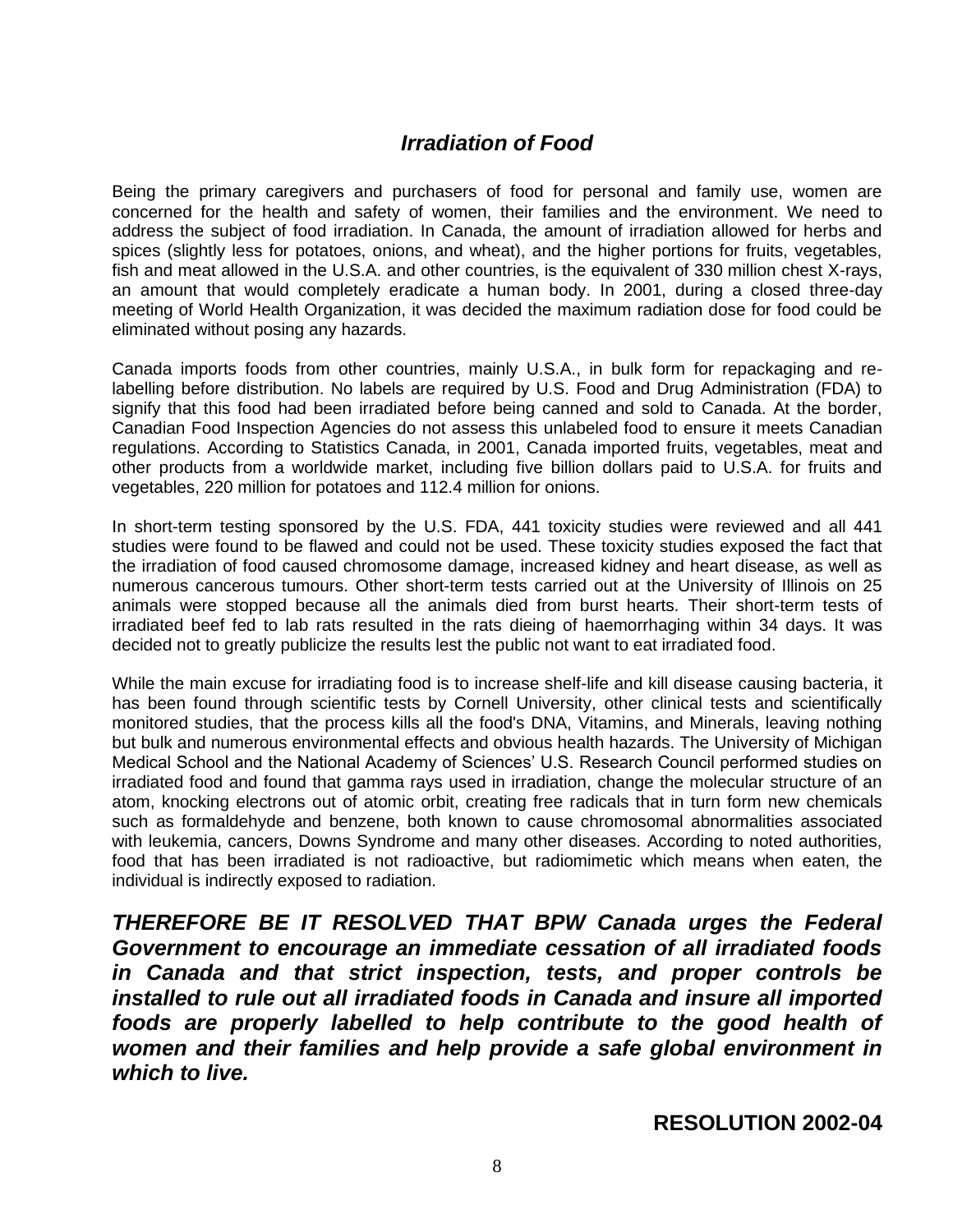## *Irradiation of Food*

Being the primary caregivers and purchasers of food for personal and family use, women are concerned for the health and safety of women, their families and the environment. We need to address the subject of food irradiation. In Canada, the amount of irradiation allowed for herbs and spices (slightly less for potatoes, onions, and wheat), and the higher portions for fruits, vegetables, fish and meat allowed in the U.S.A. and other countries, is the equivalent of 330 million chest X-rays, an amount that would completely eradicate a human body. In 2001, during a closed three-day meeting of World Health Organization, it was decided the maximum radiation dose for food could be eliminated without posing any hazards.

Canada imports foods from other countries, mainly U.S.A., in bulk form for repackaging and re-labelling before distribution. No labels are required by U.S. Food and Drug Administration (FDA) to signify that this food had been irradiated before being canned and sold to Canada. At the border, Canadian Food Inspection Agencies do not assess this unlabeled food to ensure it meets Canadian regulations. According to Statistics Canada, in 2001, Canada imported fruits, vegetables, meat and other products from a worldwide market, including five billion dollars paid to U.S.A. for fruits and vegetables, 220 million for potatoes and 112.4 million for onions.

In short-term testing sponsored by the U.S. FDA, 441 toxicity studies were reviewed and all 441 studies were found to be flawed and could not be used. These toxicity studies exposed the fact that the irradiation of food caused chromosome damage, increased kidney and heart disease, as well as numerous cancerous tumours. Other short-term tests carried out at the University of Illinois on 25 animals were stopped because all the animals died from burst hearts. Their short-term tests of irradiated beef fed to lab rats resulted in the rats dieing of haemorrhaging within 34 days. It was decided not to greatly publicize the results lest the public not want to eat irradiated food.

While the main excuse for irradiating food is to increase shelf-life and kill disease causing bacteria, it has been found through scientific tests by Cornell University, other clinical tests and scientifically monitored studies, that the process kills all the food's DNA, Vitamins, and Minerals, leaving nothing but bulk and numerous environmental effects and obvious health hazards. The University of Michigan Medical School and the National Academy of Sciences' U.S. Research Council performed studies on irradiated food and found that gamma rays used in irradiation, change the molecular structure of an atom, knocking electrons out of atomic orbit, creating free radicals that in turn form new chemicals such as formaldehyde and benzene, both known to cause chromosomal abnormalities associated with leukemia, cancers, Downs Syndrome and many other diseases. According to noted authorities, food that has been irradiated is not radioactive, but radiomimetic which means when eaten, the individual is indirectly exposed to radiation.

***THEREFORE BE IT RESOLVED THAT BPW Canada urges the Federal Government to encourage an immediate cessation of all irradiated foods in Canada and that strict inspection, tests, and proper controls be installed to rule out all irradiated foods in Canada and insure all imported foods are properly labelled to help contribute to the good health of women and their families and help provide a safe global environment in which to live.***

**RESOLUTION 2002-04**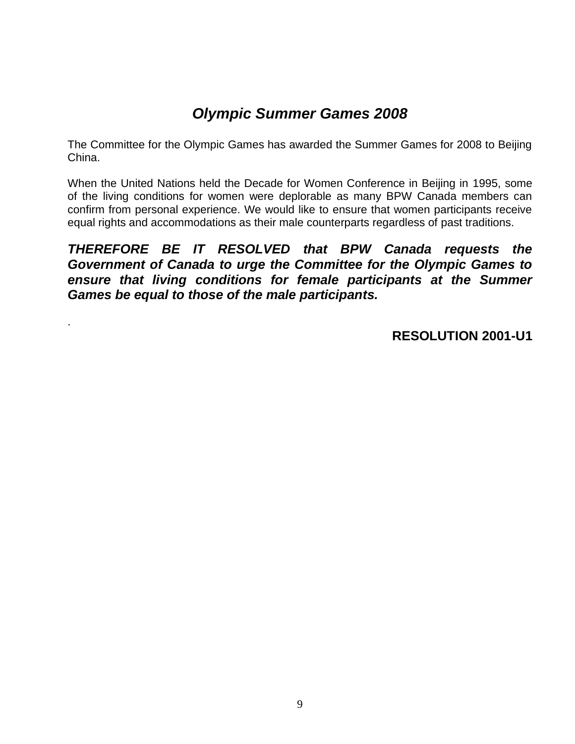## *Olympic Summer Games 2008*

The Committee for the Olympic Games has awarded the Summer Games for 2008 to Beijing China.

When the United Nations held the Decade for Women Conference in Beijing in 1995, some of the living conditions for women were deplorable as many BPW Canada members can confirm from personal experience. We would like to ensure that women participants receive equal rights and accommodations as their male counterparts regardless of past traditions.

***THEREFORE BE IT RESOLVED that BPW Canada requests the Government of Canada to urge the Committee for the Olympic Games to ensure that living conditions for female participants at the Summer Games be equal to those of the male participants.***

.

**RESOLUTION 2001-U1**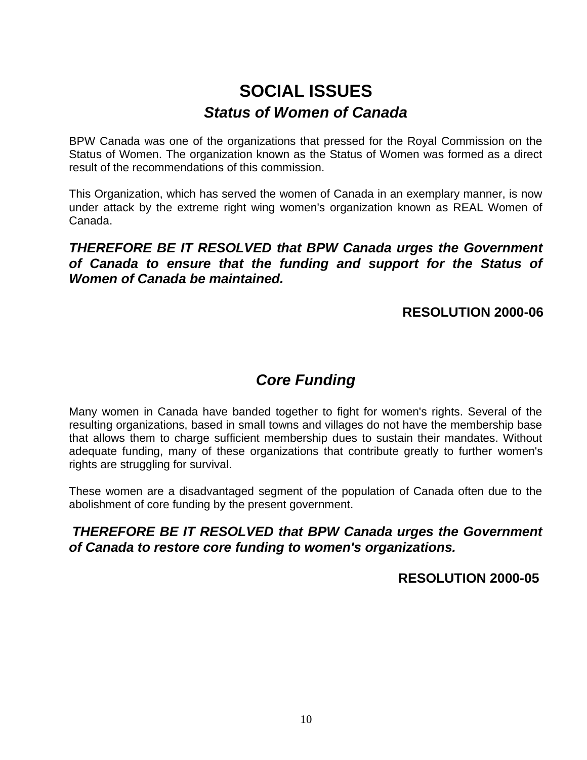# SOCIAL ISSUES

## *Status of Women of Canada*

BPW Canada was one of the organizations that pressed for the Royal Commission on the Status of Women. The organization known as the Status of Women was formed as a direct result of the recommendations of this commission.

This Organization, which has served the women of Canada in an exemplary manner, is now under attack by the extreme right wing women's organization known as REAL Women of Canada.

***THEREFORE BE IT RESOLVED that BPW Canada urges the Government of Canada to ensure that the funding and support for the Status of Women of Canada be maintained.***

**RESOLUTION 2000-06**

## *Core Funding*

Many women in Canada have banded together to fight for women's rights. Several of the resulting organizations, based in small towns and villages do not have the membership base that allows them to charge sufficient membership dues to sustain their mandates. Without adequate funding, many of these organizations that contribute greatly to further women's rights are struggling for survival.

These women are a disadvantaged segment of the population of Canada often due to the abolishment of core funding by the present government.

***THEREFORE BE IT RESOLVED that BPW Canada urges the Government of Canada to restore core funding to women's organizations.***

**RESOLUTION 2000-05**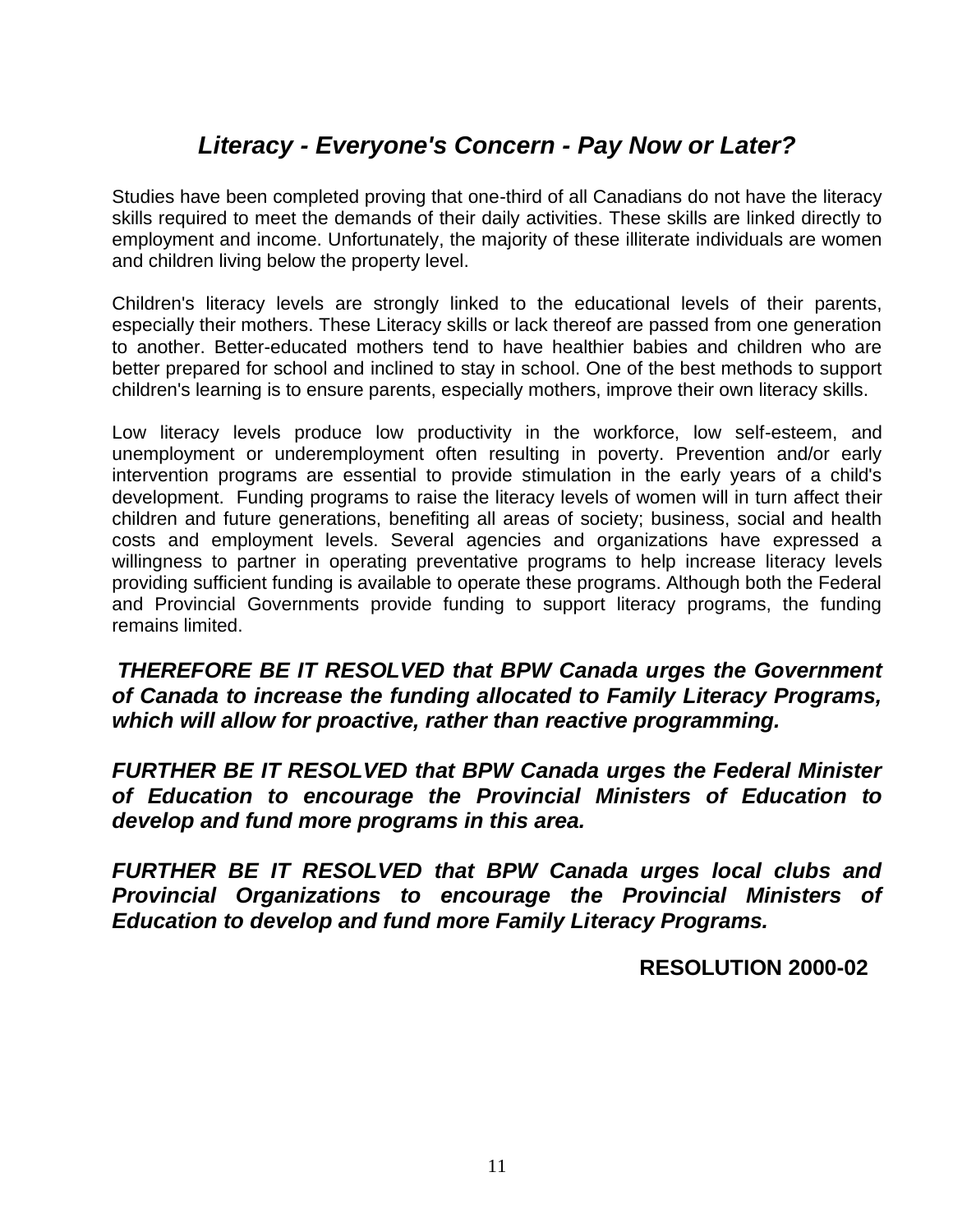## *Literacy - Everyone's Concern - Pay Now or Later?*

Studies have been completed proving that one-third of all Canadians do not have the literacy skills required to meet the demands of their daily activities. These skills are linked directly to employment and income. Unfortunately, the majority of these illiterate individuals are women and children living below the property level.

Children's literacy levels are strongly linked to the educational levels of their parents, especially their mothers. These Literacy skills or lack thereof are passed from one generation to another. Better-educated mothers tend to have healthier babies and children who are better prepared for school and inclined to stay in school. One of the best methods to support children's learning is to ensure parents, especially mothers, improve their own literacy skills.

Low literacy levels produce low productivity in the workforce, low self-esteem, and unemployment or underemployment often resulting in poverty. Prevention and/or early intervention programs are essential to provide stimulation in the early years of a child's development. Funding programs to raise the literacy levels of women will in turn affect their children and future generations, benefiting all areas of society; business, social and health costs and employment levels. Several agencies and organizations have expressed a willingness to partner in operating preventative programs to help increase literacy levels providing sufficient funding is available to operate these programs. Although both the Federal and Provincial Governments provide funding to support literacy programs, the funding remains limited.

***THEREFORE BE IT RESOLVED that BPW Canada urges the Government of Canada to increase the funding allocated to Family Literacy Programs, which will allow for proactive, rather than reactive programming.***

***FURTHER BE IT RESOLVED that BPW Canada urges the Federal Minister of Education to encourage the Provincial Ministers of Education to develop and fund more programs in this area.***

***FURTHER BE IT RESOLVED that BPW Canada urges local clubs and Provincial Organizations to encourage the Provincial Ministers of Education to develop and fund more Family Literacy Programs.***

**RESOLUTION 2000-02**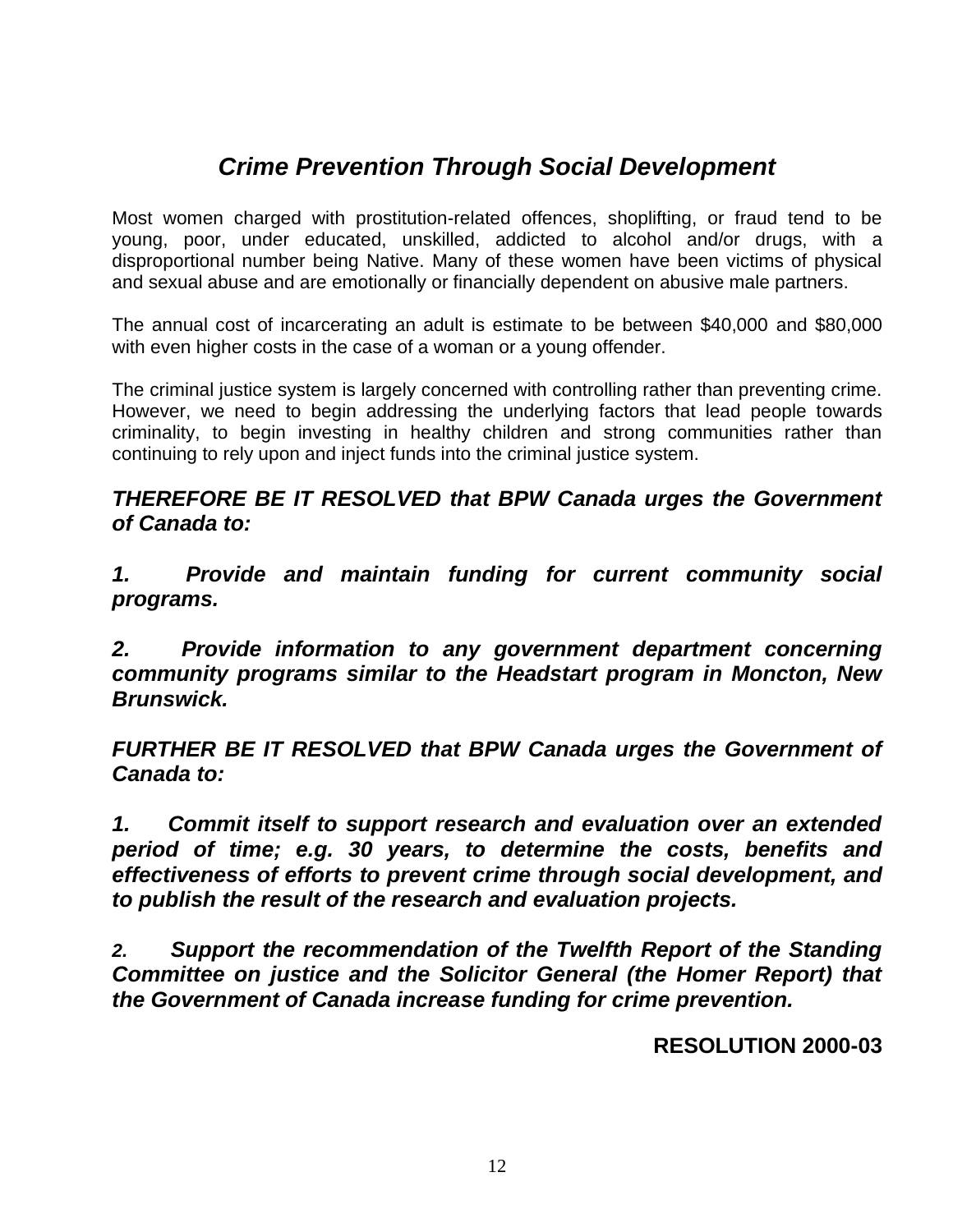# *Crime Prevention Through Social Development*

Most women charged with prostitution-related offences, shoplifting, or fraud tend to be young, poor, under educated, unskilled, addicted to alcohol and/or drugs, with a disproportional number being Native. Many of these women have been victims of physical and sexual abuse and are emotionally or financially dependent on abusive male partners.

The annual cost of incarcerating an adult is estimate to be between $40,000 and $80,000 with even higher costs in the case of a woman or a young offender.

The criminal justice system is largely concerned with controlling rather than preventing crime. However, we need to begin addressing the underlying factors that lead people towards criminality, to begin investing in healthy children and strong communities rather than continuing to rely upon and inject funds into the criminal justice system.

***THEREFORE BE IT RESOLVED that BPW Canada urges the Government of Canada to:***

***1. Provide and maintain funding for current community social programs.***

***2. Provide information to any government department concerning community programs similar to the Headstart program in Moncton, New Brunswick.***

***FURTHER BE IT RESOLVED that BPW Canada urges the Government of Canada to:***

***1. Commit itself to support research and evaluation over an extended period of time; e.g. 30 years, to determine the costs, benefits and effectiveness of efforts to prevent crime through social development, and to publish the result of the research and evaluation projects.***

***2. Support the recommendation of the Twelfth Report of the Standing Committee on justice and the Solicitor General (the Homer Report) that the Government of Canada increase funding for crime prevention.***

**RESOLUTION 2000-03**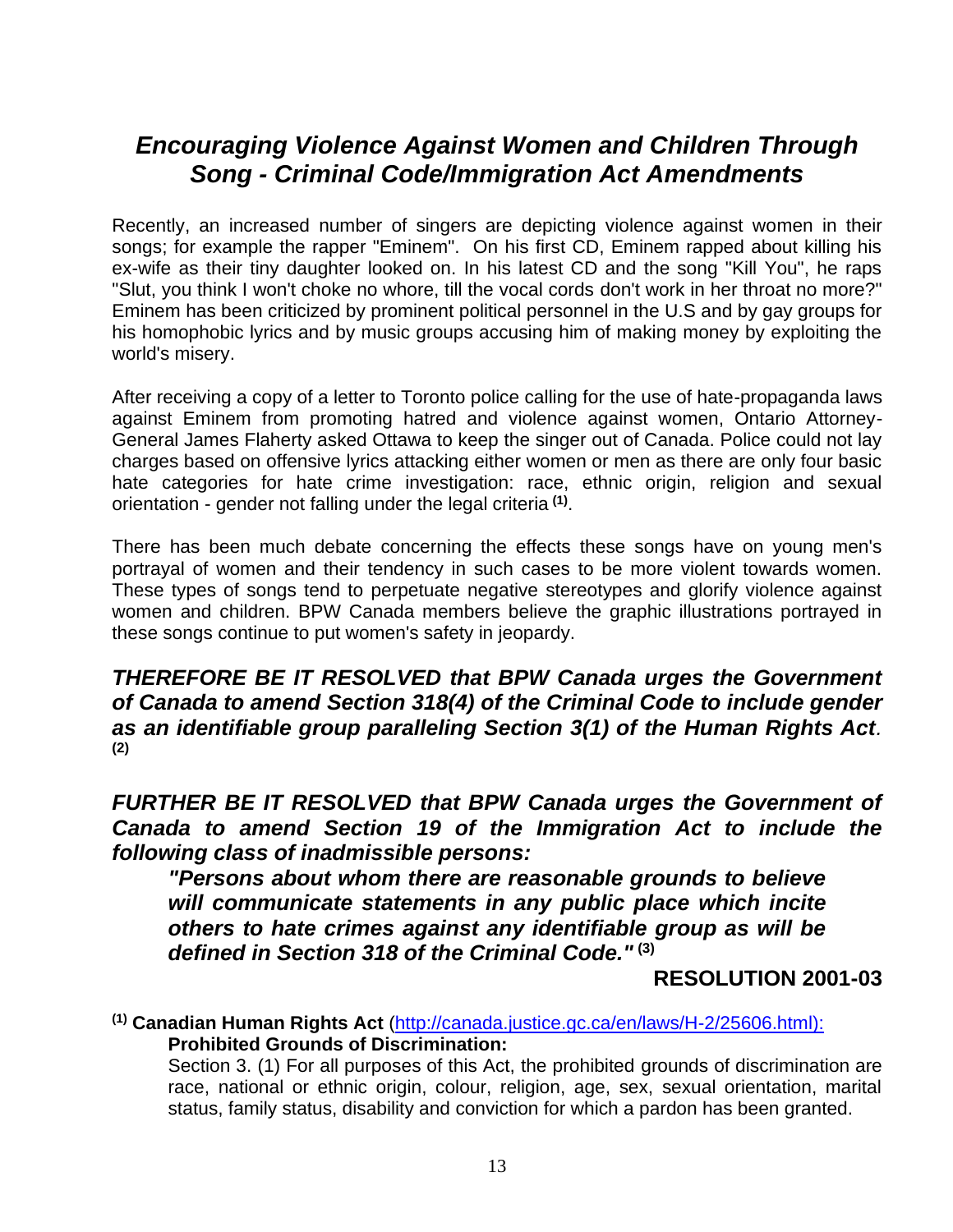## *Encouraging Violence Against Women and Children Through Song - Criminal Code/Immigration Act Amendments*

Recently, an increased number of singers are depicting violence against women in their songs; for example the rapper "Eminem". On his first CD, Eminem rapped about killing his ex-wife as their tiny daughter looked on. In his latest CD and the song "Kill You", he raps "Slut, you think I won't choke no whore, till the vocal cords don't work in her throat no more?" Eminem has been criticized by prominent political personnel in the U.S and by gay groups for his homophobic lyrics and by music groups accusing him of making money by exploiting the world's misery.

After receiving a copy of a letter to Toronto police calling for the use of hate-propaganda laws against Eminem from promoting hatred and violence against women, Ontario Attorney-General James Flaherty asked Ottawa to keep the singer out of Canada. Police could not lay charges based on offensive lyrics attacking either women or men as there are only four basic hate categories for hate crime investigation: race, ethnic origin, religion and sexual orientation - gender not falling under the legal criteria [(1)].

There has been much debate concerning the effects these songs have on young men's portrayal of women and their tendency in such cases to be more violent towards women. These types of songs tend to perpetuate negative stereotypes and glorify violence against women and children. BPW Canada members believe the graphic illustrations portrayed in these songs continue to put women's safety in jeopardy.

***THEREFORE BE IT RESOLVED that BPW Canada urges the Government of Canada to amend Section 318(4) of the Criminal Code to include gender as an identifiable group paralleling Section 3(1) of the Human Rights Act.*** [(2)]

***FURTHER BE IT RESOLVED that BPW Canada urges the Government of Canada to amend Section 19 of the Immigration Act to include the following class of inadmissible persons:***

> ***"Persons about whom there are reasonable grounds to believe will communicate statements in any public place which incite others to hate crimes against any identifiable group as will be defined in Section 318 of the Criminal Code."*** [(3)]

**RESOLUTION 2001-03**

[(1)] **Canadian Human Rights Act** (http://canada.justice.gc.ca/en/laws/H-2/25606.html):

**Prohibited Grounds of Discrimination:**

Section 3. (1) For all purposes of this Act, the prohibited grounds of discrimination are race, national or ethnic origin, colour, religion, age, sex, sexual orientation, marital status, family status, disability and conviction for which a pardon has been granted.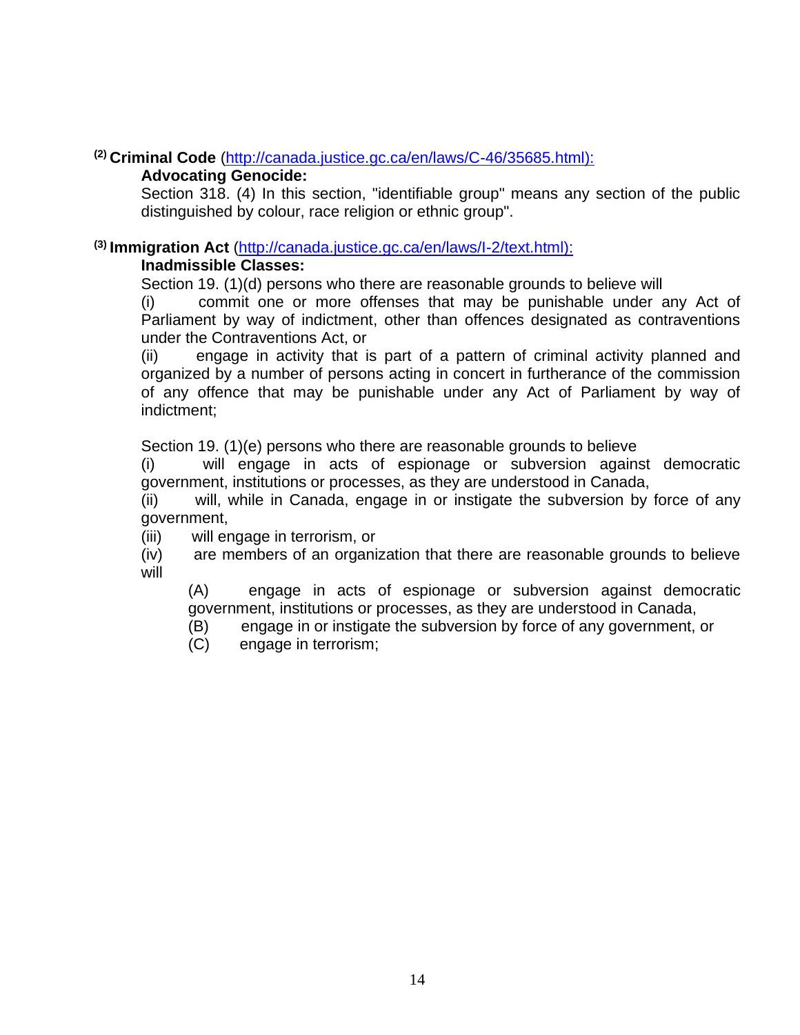[(2)] **Criminal Code** ([http://canada.justice.gc.ca/en/laws/C-46/35685.html):](http://canada.justice.gc.ca/en/laws/C-46/35685.html)

**Advocating Genocide:**

Section 318. (4) In this section, "identifiable group" means any section of the public distinguished by colour, race religion or ethnic group".

[(3)] **Immigration Act** ([http://canada.justice.gc.ca/en/laws/I-2/text.html):](http://canada.justice.gc.ca/en/laws/I-2/text.html)

**Inadmissible Classes:**

Section 19. (1)(d) persons who there are reasonable grounds to believe will

(i) commit one or more offenses that may be punishable under any Act of Parliament by way of indictment, other than offences designated as contraventions under the Contraventions Act, or

(ii) engage in activity that is part of a pattern of criminal activity planned and organized by a number of persons acting in concert in furtherance of the commission of any offence that may be punishable under any Act of Parliament by way of indictment;

Section 19. (1)(e) persons who there are reasonable grounds to believe

(i) will engage in acts of espionage or subversion against democratic government, institutions or processes, as they are understood in Canada,

(ii) will, while in Canada, engage in or instigate the subversion by force of any government,

(iii) will engage in terrorism, or

(iv) are members of an organization that there are reasonable grounds to believe will

  (A) engage in acts of espionage or subversion against democratic government, institutions or processes, as they are understood in Canada,

  (B) engage in or instigate the subversion by force of any government, or

  (C) engage in terrorism;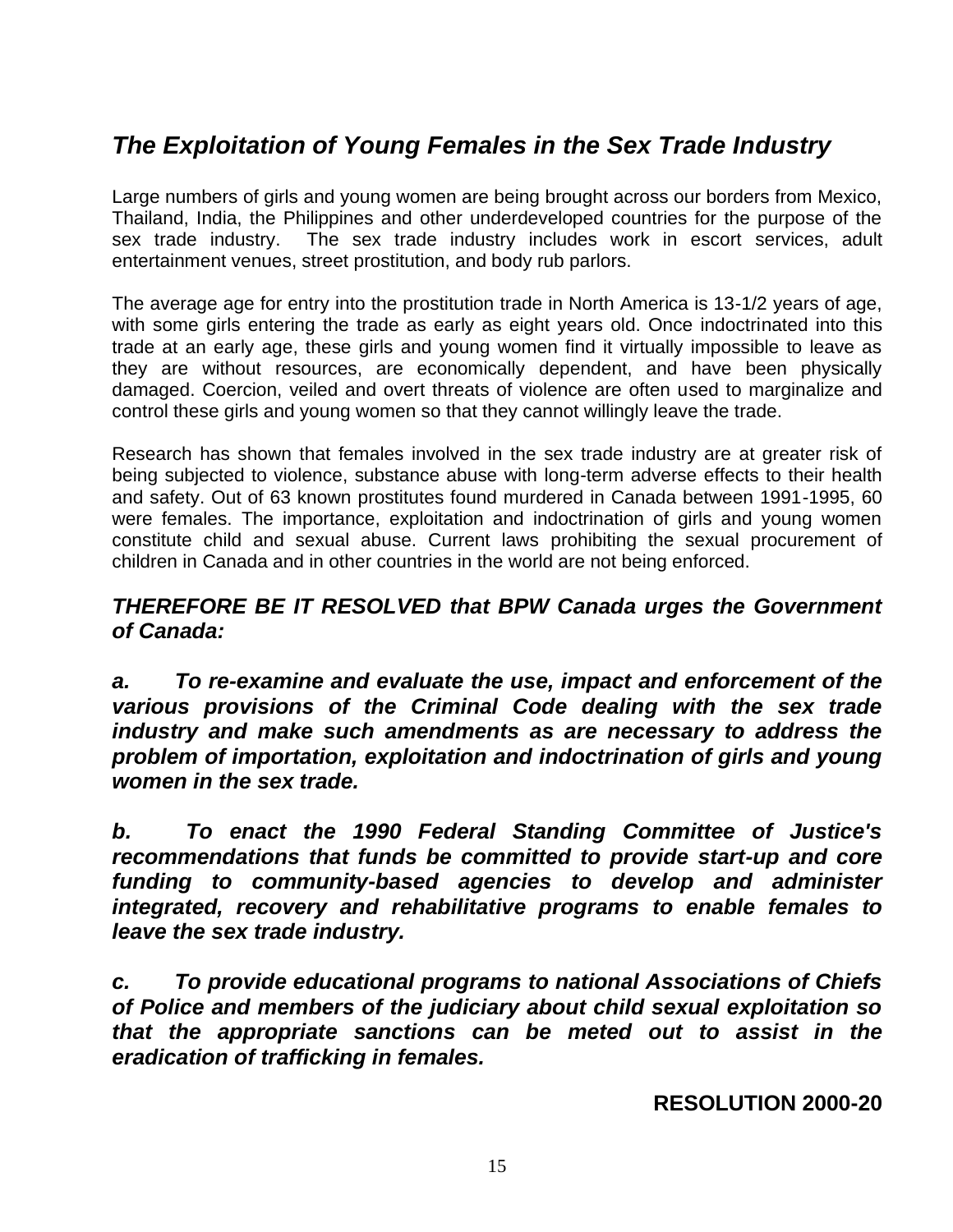## *The Exploitation of Young Females in the Sex Trade Industry*

Large numbers of girls and young women are being brought across our borders from Mexico, Thailand, India, the Philippines and other underdeveloped countries for the purpose of the sex trade industry. The sex trade industry includes work in escort services, adult entertainment venues, street prostitution, and body rub parlors.

The average age for entry into the prostitution trade in North America is 13-1/2 years of age, with some girls entering the trade as early as eight years old. Once indoctrinated into this trade at an early age, these girls and young women find it virtually impossible to leave as they are without resources, are economically dependent, and have been physically damaged. Coercion, veiled and overt threats of violence are often used to marginalize and control these girls and young women so that they cannot willingly leave the trade.

Research has shown that females involved in the sex trade industry are at greater risk of being subjected to violence, substance abuse with long-term adverse effects to their health and safety. Out of 63 known prostitutes found murdered in Canada between 1991-1995, 60 were females. The importance, exploitation and indoctrination of girls and young women constitute child and sexual abuse. Current laws prohibiting the sexual procurement of children in Canada and in other countries in the world are not being enforced.

***THEREFORE BE IT RESOLVED that BPW Canada urges the Government of Canada:***

***a. To re-examine and evaluate the use, impact and enforcement of the various provisions of the Criminal Code dealing with the sex trade industry and make such amendments as are necessary to address the problem of importation, exploitation and indoctrination of girls and young women in the sex trade.***

***b. To enact the 1990 Federal Standing Committee of Justice's recommendations that funds be committed to provide start-up and core funding to community-based agencies to develop and administer integrated, recovery and rehabilitative programs to enable females to leave the sex trade industry.***

***c. To provide educational programs to national Associations of Chiefs of Police and members of the judiciary about child sexual exploitation so that the appropriate sanctions can be meted out to assist in the eradication of trafficking in females.***

**RESOLUTION 2000-20**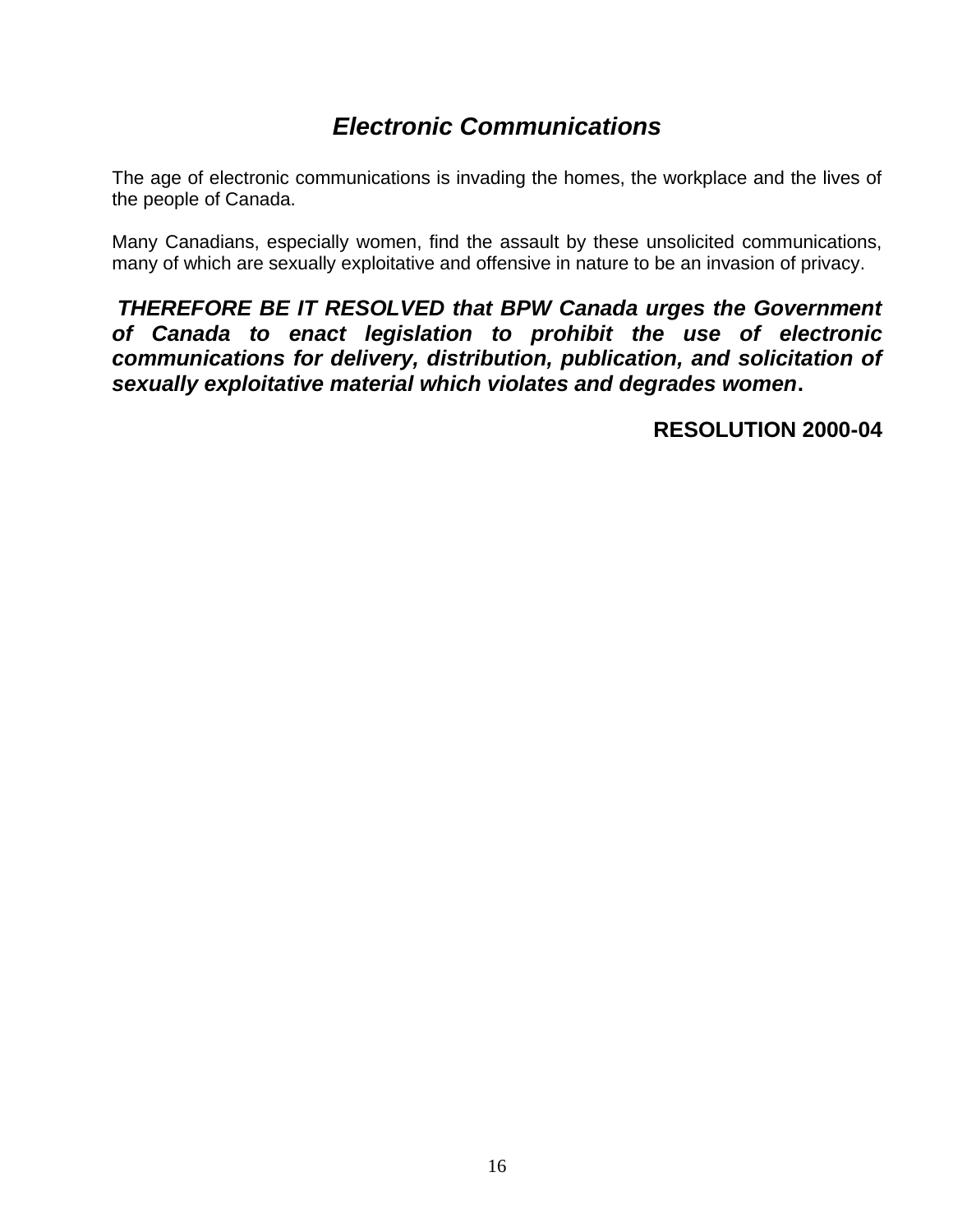## *Electronic Communications*

The age of electronic communications is invading the homes, the workplace and the lives of the people of Canada.

Many Canadians, especially women, find the assault by these unsolicited communications, many of which are sexually exploitative and offensive in nature to be an invasion of privacy.

***THEREFORE BE IT RESOLVED that BPW Canada urges the Government of Canada to enact legislation to prohibit the use of electronic communications for delivery, distribution, publication, and solicitation of sexually exploitative material which violates and degrades women*.**

**RESOLUTION 2000-04**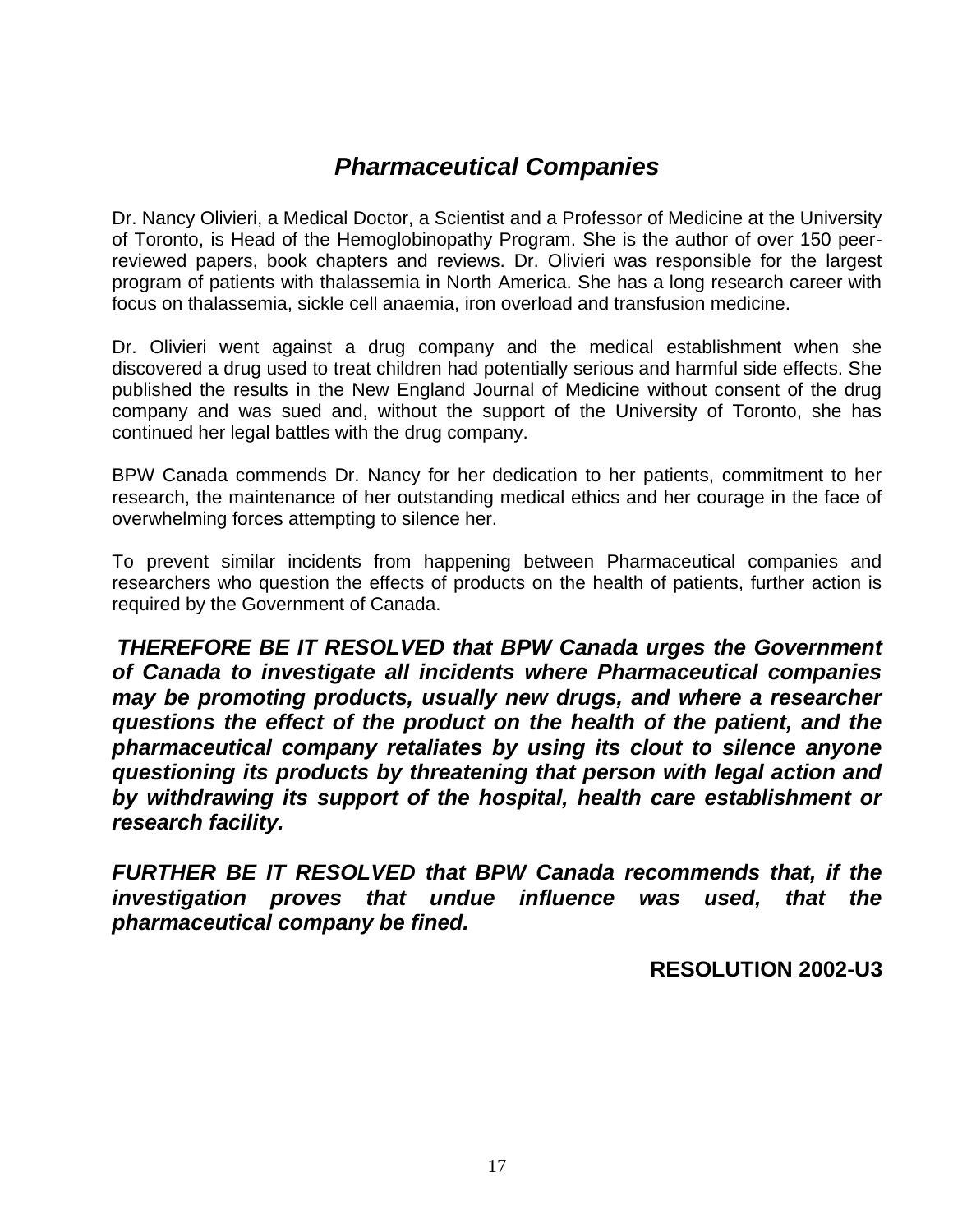# *Pharmaceutical Companies*

Dr. Nancy Olivieri, a Medical Doctor, a Scientist and a Professor of Medicine at the University of Toronto, is Head of the Hemoglobinopathy Program. She is the author of over 150 peer-reviewed papers, book chapters and reviews. Dr. Olivieri was responsible for the largest program of patients with thalassemia in North America. She has a long research career with focus on thalassemia, sickle cell anaemia, iron overload and transfusion medicine.

Dr. Olivieri went against a drug company and the medical establishment when she discovered a drug used to treat children had potentially serious and harmful side effects. She published the results in the New England Journal of Medicine without consent of the drug company and was sued and, without the support of the University of Toronto, she has continued her legal battles with the drug company.

BPW Canada commends Dr. Nancy for her dedication to her patients, commitment to her research, the maintenance of her outstanding medical ethics and her courage in the face of overwhelming forces attempting to silence her.

To prevent similar incidents from happening between Pharmaceutical companies and researchers who question the effects of products on the health of patients, further action is required by the Government of Canada.

***THEREFORE BE IT RESOLVED that BPW Canada urges the Government of Canada to investigate all incidents where Pharmaceutical companies may be promoting products, usually new drugs, and where a researcher questions the effect of the product on the health of the patient, and the pharmaceutical company retaliates by using its clout to silence anyone questioning its products by threatening that person with legal action and by withdrawing its support of the hospital, health care establishment or research facility.***

***FURTHER BE IT RESOLVED that BPW Canada recommends that, if the investigation proves that undue influence was used, that the pharmaceutical company be fined.***

**RESOLUTION 2002-U3**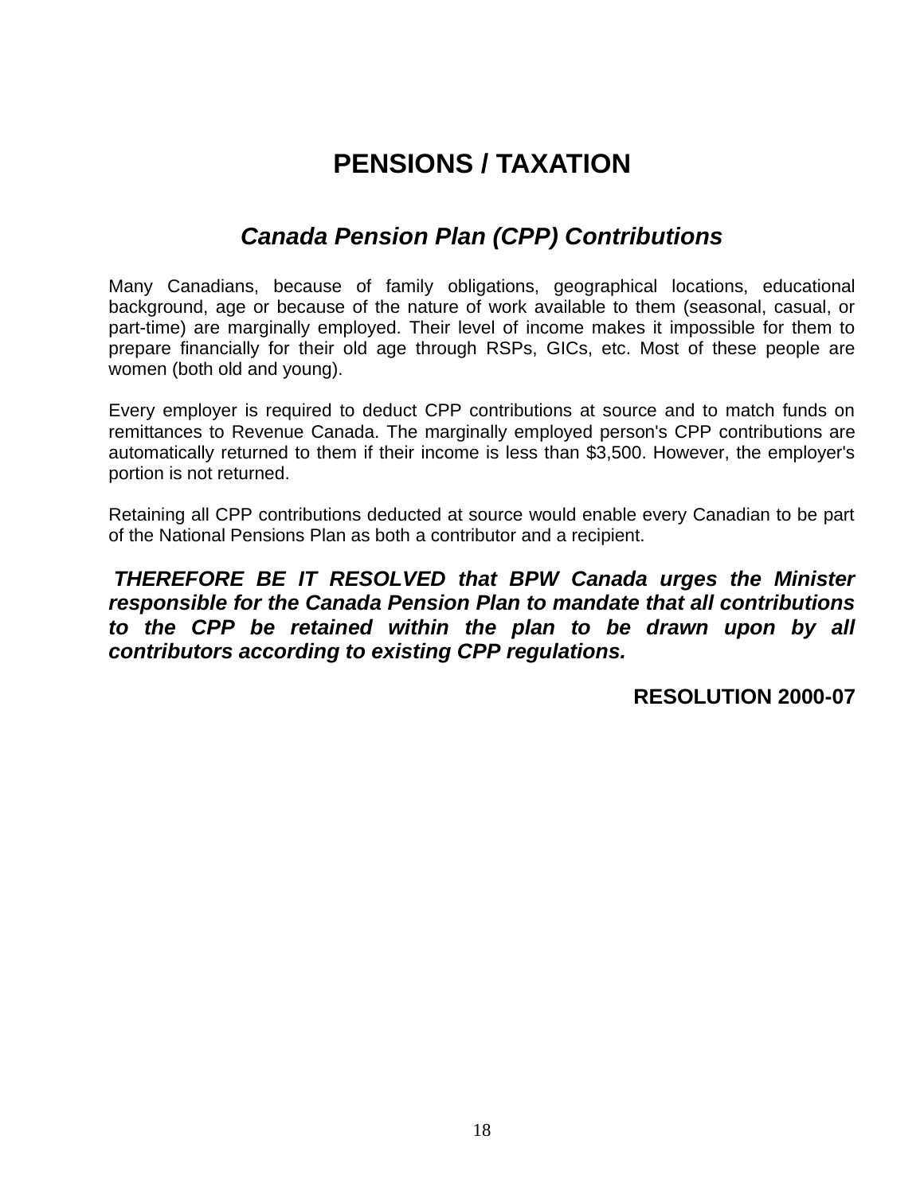# PENSIONS / TAXATION

## *Canada Pension Plan (CPP) Contributions*

Many Canadians, because of family obligations, geographical locations, educational background, age or because of the nature of work available to them (seasonal, casual, or part-time) are marginally employed. Their level of income makes it impossible for them to prepare financially for their old age through RSPs, GICs, etc. Most of these people are women (both old and young).

Every employer is required to deduct CPP contributions at source and to match funds on remittances to Revenue Canada. The marginally employed person's CPP contributions are automatically returned to them if their income is less than $3,500. However, the employer's portion is not returned.

Retaining all CPP contributions deducted at source would enable every Canadian to be part of the National Pensions Plan as both a contributor and a recipient.

***THEREFORE BE IT RESOLVED that BPW Canada urges the Minister responsible for the Canada Pension Plan to mandate that all contributions to the CPP be retained within the plan to be drawn upon by all contributors according to existing CPP regulations.***

**RESOLUTION 2000-07**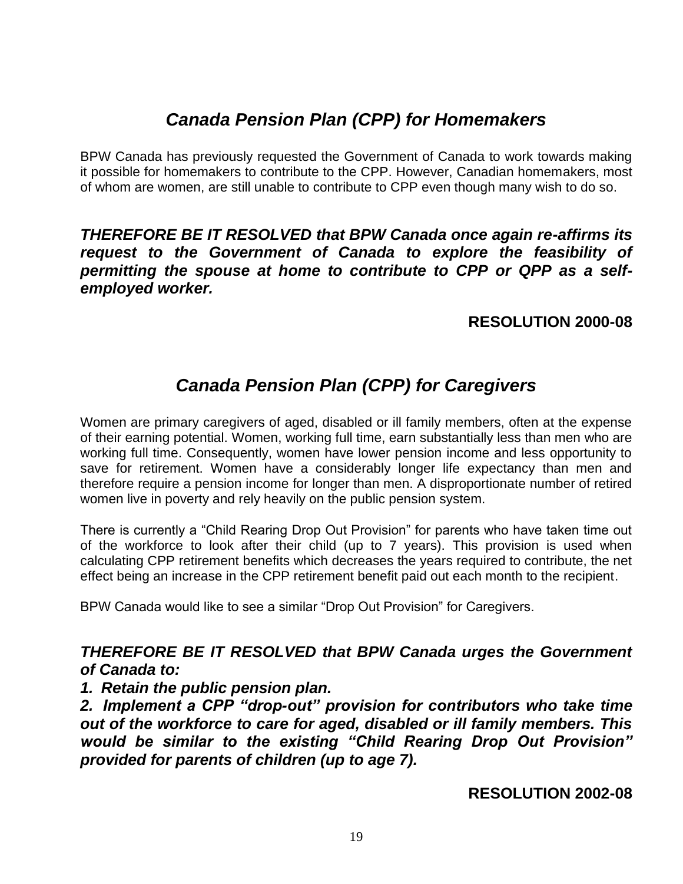## *Canada Pension Plan (CPP) for Homemakers*

BPW Canada has previously requested the Government of Canada to work towards making it possible for homemakers to contribute to the CPP. However, Canadian homemakers, most of whom are women, are still unable to contribute to CPP even though many wish to do so.

***THEREFORE BE IT RESOLVED that BPW Canada once again re-affirms its request to the Government of Canada to explore the feasibility of permitting the spouse at home to contribute to CPP or QPP as a self-employed worker.***

**RESOLUTION 2000-08**

## *Canada Pension Plan (CPP) for Caregivers*

Women are primary caregivers of aged, disabled or ill family members, often at the expense of their earning potential. Women, working full time, earn substantially less than men who are working full time. Consequently, women have lower pension income and less opportunity to save for retirement. Women have a considerably longer life expectancy than men and therefore require a pension income for longer than men. A disproportionate number of retired women live in poverty and rely heavily on the public pension system.

There is currently a "Child Rearing Drop Out Provision" for parents who have taken time out of the workforce to look after their child (up to 7 years). This provision is used when calculating CPP retirement benefits which decreases the years required to contribute, the net effect being an increase in the CPP retirement benefit paid out each month to the recipient.

BPW Canada would like to see a similar "Drop Out Provision" for Caregivers.

***THEREFORE BE IT RESOLVED that BPW Canada urges the Government of Canada to:***

***1. Retain the public pension plan.***

***2. Implement a CPP "drop-out" provision for contributors who take time out of the workforce to care for aged, disabled or ill family members. This would be similar to the existing "Child Rearing Drop Out Provision" provided for parents of children (up to age 7).***

**RESOLUTION 2002-08**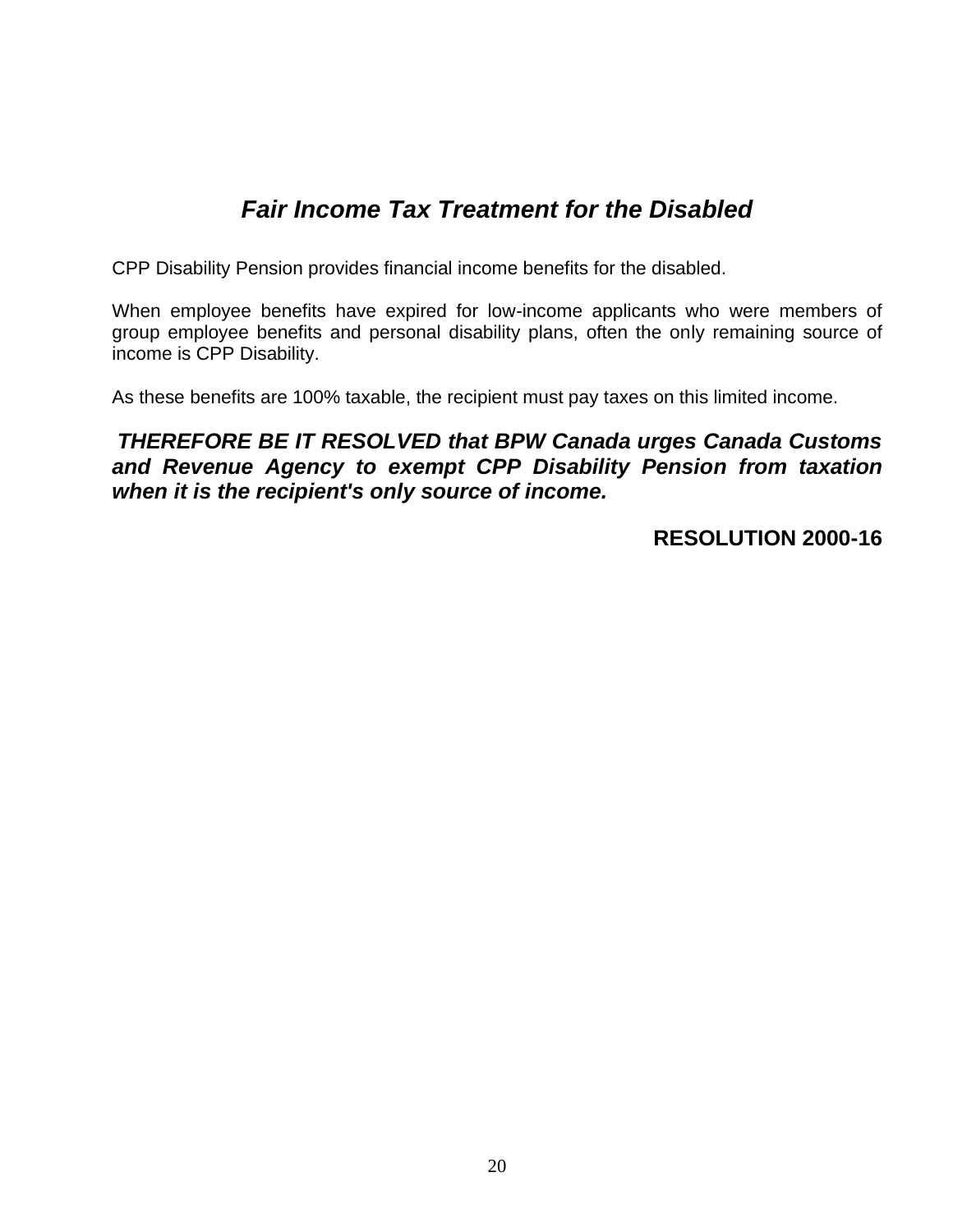## *Fair Income Tax Treatment for the Disabled*

CPP Disability Pension provides financial income benefits for the disabled.

When employee benefits have expired for low-income applicants who were members of group employee benefits and personal disability plans, often the only remaining source of income is CPP Disability.

As these benefits are 100% taxable, the recipient must pay taxes on this limited income.

***THEREFORE BE IT RESOLVED that BPW Canada urges Canada Customs and Revenue Agency to exempt CPP Disability Pension from taxation when it is the recipient's only source of income.***

**RESOLUTION 2000-16**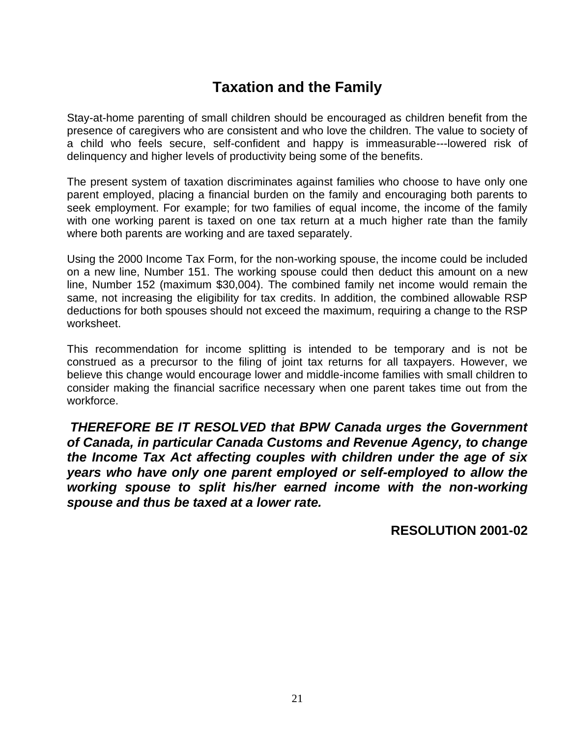# Taxation and the Family

Stay-at-home parenting of small children should be encouraged as children benefit from the presence of caregivers who are consistent and who love the children. The value to society of a child who feels secure, self-confident and happy is immeasurable---lowered risk of delinquency and higher levels of productivity being some of the benefits.

The present system of taxation discriminates against families who choose to have only one parent employed, placing a financial burden on the family and encouraging both parents to seek employment. For example; for two families of equal income, the income of the family with one working parent is taxed on one tax return at a much higher rate than the family where both parents are working and are taxed separately.

Using the 2000 Income Tax Form, for the non-working spouse, the income could be included on a new line, Number 151. The working spouse could then deduct this amount on a new line, Number 152 (maximum $30,004). The combined family net income would remain the same, not increasing the eligibility for tax credits. In addition, the combined allowable RSP deductions for both spouses should not exceed the maximum, requiring a change to the RSP worksheet.

This recommendation for income splitting is intended to be temporary and is not be construed as a precursor to the filing of joint tax returns for all taxpayers. However, we believe this change would encourage lower and middle-income families with small children to consider making the financial sacrifice necessary when one parent takes time out from the workforce.

***THEREFORE BE IT RESOLVED that BPW Canada urges the Government of Canada, in particular Canada Customs and Revenue Agency, to change the Income Tax Act affecting couples with children under the age of six years who have only one parent employed or self-employed to allow the working spouse to split his/her earned income with the non-working spouse and thus be taxed at a lower rate.***

**RESOLUTION 2001-02**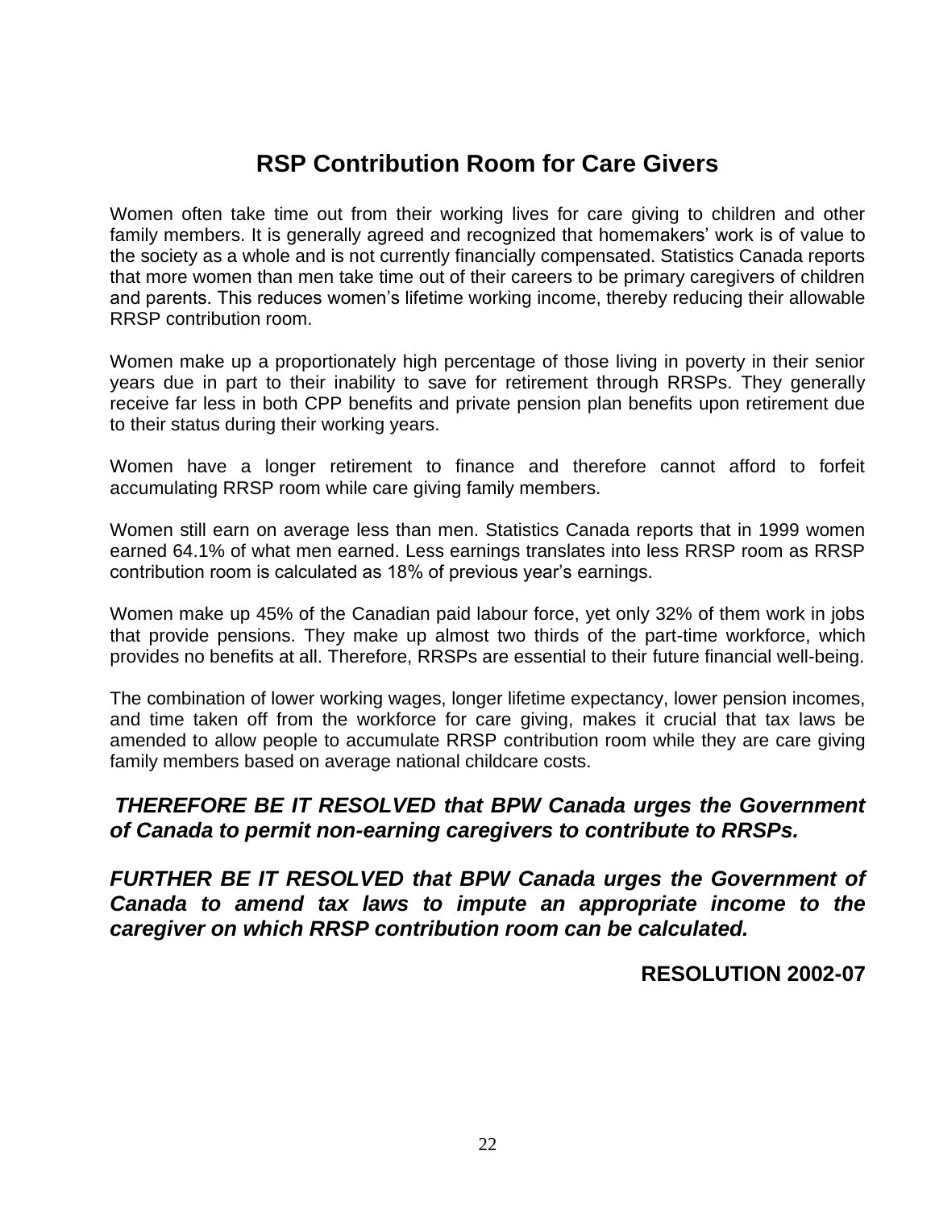# RSP Contribution Room for Care Givers

Women often take time out from their working lives for care giving to children and other family members. It is generally agreed and recognized that homemakers' work is of value to the society as a whole and is not currently financially compensated. Statistics Canada reports that more women than men take time out of their careers to be primary caregivers of children and parents. This reduces women's lifetime working income, thereby reducing their allowable RRSP contribution room.

Women make up a proportionately high percentage of those living in poverty in their senior years due in part to their inability to save for retirement through RRSPs. They generally receive far less in both CPP benefits and private pension plan benefits upon retirement due to their status during their working years.

Women have a longer retirement to finance and therefore cannot afford to forfeit accumulating RRSP room while care giving family members.

Women still earn on average less than men. Statistics Canada reports that in 1999 women earned 64.1% of what men earned. Less earnings translates into less RRSP room as RRSP contribution room is calculated as 18% of previous year's earnings.

Women make up 45% of the Canadian paid labour force, yet only 32% of them work in jobs that provide pensions. They make up almost two thirds of the part-time workforce, which provides no benefits at all. Therefore, RRSPs are essential to their future financial well-being.

The combination of lower working wages, longer lifetime expectancy, lower pension incomes, and time taken off from the workforce for care giving, makes it crucial that tax laws be amended to allow people to accumulate RRSP contribution room while they are care giving family members based on average national childcare costs.

***THEREFORE BE IT RESOLVED that BPW Canada urges the Government of Canada to permit non-earning caregivers to contribute to RRSPs.***

***FURTHER BE IT RESOLVED that BPW Canada urges the Government of Canada to amend tax laws to impute an appropriate income to the caregiver on which RRSP contribution room can be calculated.***

**RESOLUTION 2002-07**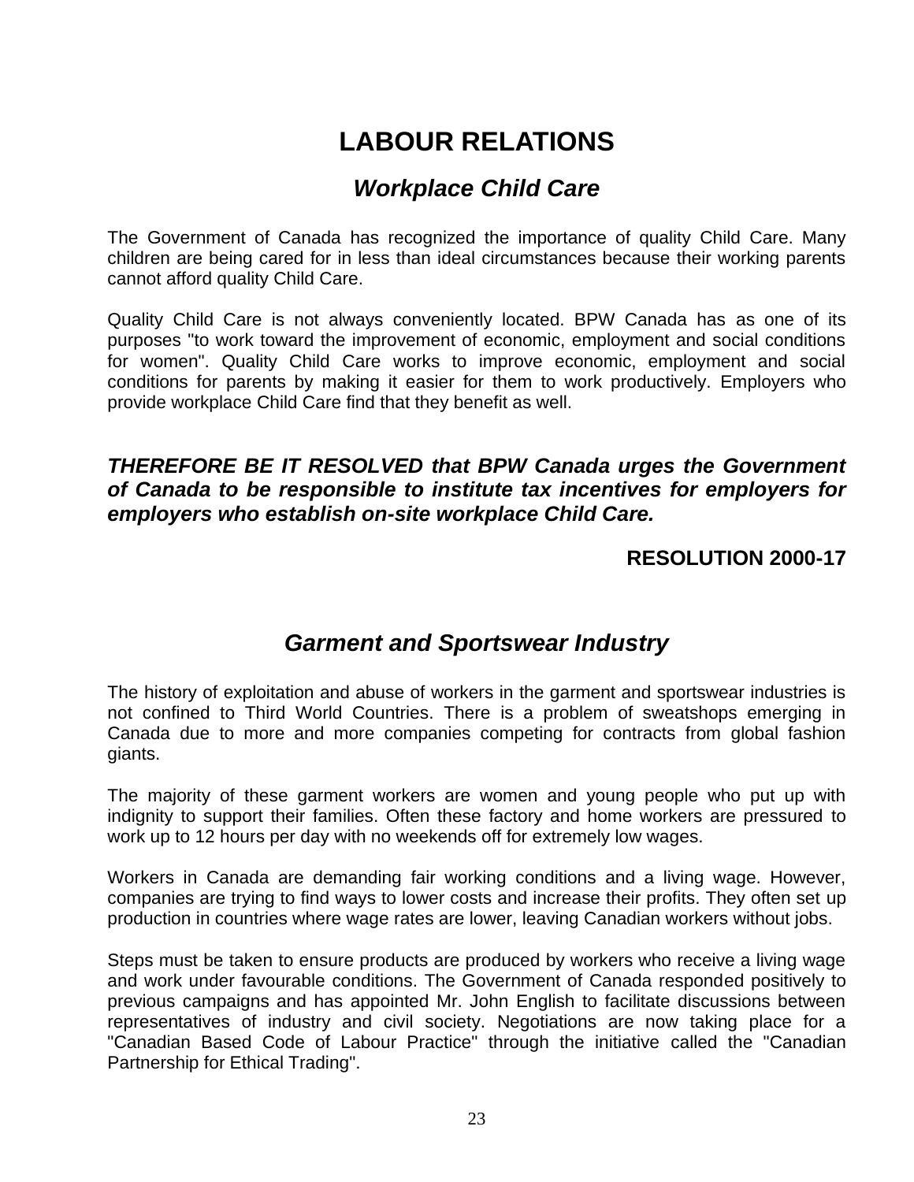# LABOUR RELATIONS

## *Workplace Child Care*

The Government of Canada has recognized the importance of quality Child Care. Many children are being cared for in less than ideal circumstances because their working parents cannot afford quality Child Care.

Quality Child Care is not always conveniently located. BPW Canada has as one of its purposes "to work toward the improvement of economic, employment and social conditions for women". Quality Child Care works to improve economic, employment and social conditions for parents by making it easier for them to work productively. Employers who provide workplace Child Care find that they benefit as well.

***THEREFORE BE IT RESOLVED that BPW Canada urges the Government of Canada to be responsible to institute tax incentives for employers for employers who establish on-site workplace Child Care.***

**RESOLUTION 2000-17**

## *Garment and Sportswear Industry*

The history of exploitation and abuse of workers in the garment and sportswear industries is not confined to Third World Countries. There is a problem of sweatshops emerging in Canada due to more and more companies competing for contracts from global fashion giants.

The majority of these garment workers are women and young people who put up with indignity to support their families. Often these factory and home workers are pressured to work up to 12 hours per day with no weekends off for extremely low wages.

Workers in Canada are demanding fair working conditions and a living wage. However, companies are trying to find ways to lower costs and increase their profits. They often set up production in countries where wage rates are lower, leaving Canadian workers without jobs.

Steps must be taken to ensure products are produced by workers who receive a living wage and work under favourable conditions. The Government of Canada responded positively to previous campaigns and has appointed Mr. John English to facilitate discussions between representatives of industry and civil society. Negotiations are now taking place for a "Canadian Based Code of Labour Practice" through the initiative called the "Canadian Partnership for Ethical Trading".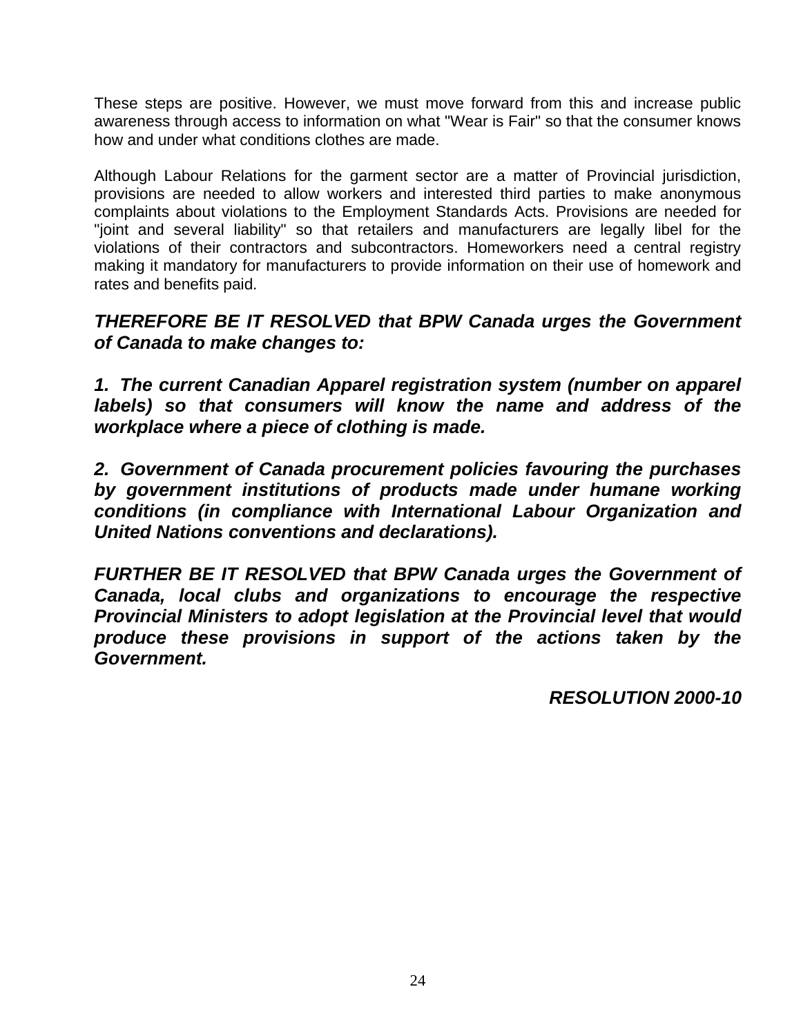These steps are positive. However, we must move forward from this and increase public awareness through access to information on what "Wear is Fair" so that the consumer knows how and under what conditions clothes are made.

Although Labour Relations for the garment sector are a matter of Provincial jurisdiction, provisions are needed to allow workers and interested third parties to make anonymous complaints about violations to the Employment Standards Acts. Provisions are needed for "joint and several liability" so that retailers and manufacturers are legally libel for the violations of their contractors and subcontractors. Homeworkers need a central registry making it mandatory for manufacturers to provide information on their use of homework and rates and benefits paid.

***THEREFORE BE IT RESOLVED that BPW Canada urges the Government of Canada to make changes to:***

***1. The current Canadian Apparel registration system (number on apparel labels) so that consumers will know the name and address of the workplace where a piece of clothing is made.***

***2. Government of Canada procurement policies favouring the purchases by government institutions of products made under humane working conditions (in compliance with International Labour Organization and United Nations conventions and declarations).***

***FURTHER BE IT RESOLVED that BPW Canada urges the Government of Canada, local clubs and organizations to encourage the respective Provincial Ministers to adopt legislation at the Provincial level that would produce these provisions in support of the actions taken by the Government.***

***RESOLUTION 2000-10***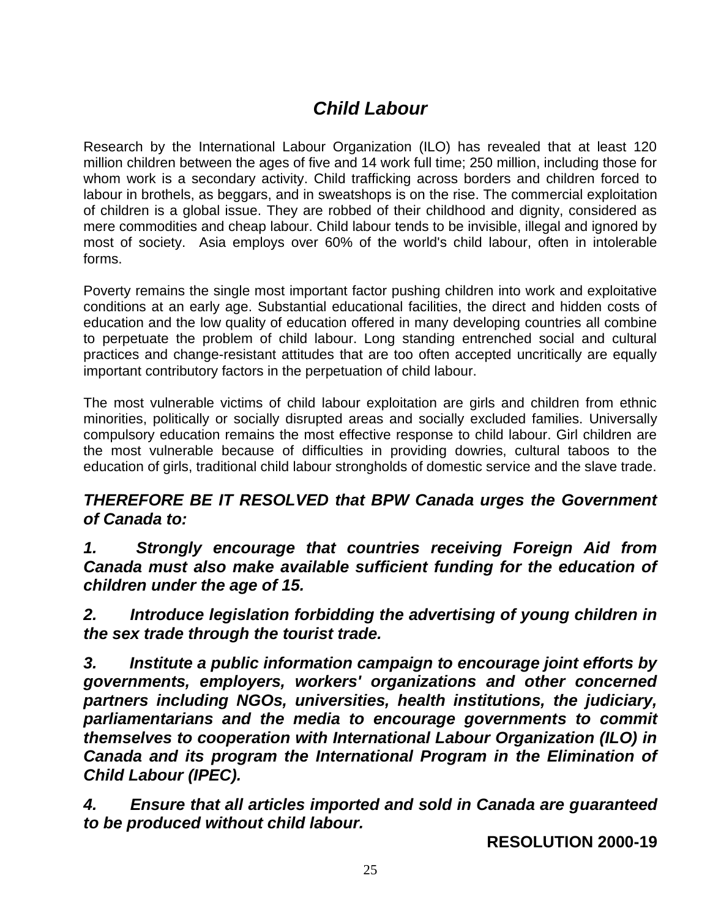# *Child Labour*

Research by the International Labour Organization (ILO) has revealed that at least 120 million children between the ages of five and 14 work full time; 250 million, including those for whom work is a secondary activity. Child trafficking across borders and children forced to labour in brothels, as beggars, and in sweatshops is on the rise. The commercial exploitation of children is a global issue. They are robbed of their childhood and dignity, considered as mere commodities and cheap labour. Child labour tends to be invisible, illegal and ignored by most of society. Asia employs over 60% of the world's child labour, often in intolerable forms.

Poverty remains the single most important factor pushing children into work and exploitative conditions at an early age. Substantial educational facilities, the direct and hidden costs of education and the low quality of education offered in many developing countries all combine to perpetuate the problem of child labour. Long standing entrenched social and cultural practices and change-resistant attitudes that are too often accepted uncritically are equally important contributory factors in the perpetuation of child labour.

The most vulnerable victims of child labour exploitation are girls and children from ethnic minorities, politically or socially disrupted areas and socially excluded families. Universally compulsory education remains the most effective response to child labour. Girl children are the most vulnerable because of difficulties in providing dowries, cultural taboos to the education of girls, traditional child labour strongholds of domestic service and the slave trade.

***THEREFORE BE IT RESOLVED that BPW Canada urges the Government of Canada to:***

***1. Strongly encourage that countries receiving Foreign Aid from Canada must also make available sufficient funding for the education of children under the age of 15.***

***2. Introduce legislation forbidding the advertising of young children in the sex trade through the tourist trade.***

***3. Institute a public information campaign to encourage joint efforts by governments, employers, workers' organizations and other concerned partners including NGOs, universities, health institutions, the judiciary, parliamentarians and the media to encourage governments to commit themselves to cooperation with International Labour Organization (ILO) in Canada and its program the International Program in the Elimination of Child Labour (IPEC).***

***4. Ensure that all articles imported and sold in Canada are guaranteed to be produced without child labour.***

**RESOLUTION 2000-19**